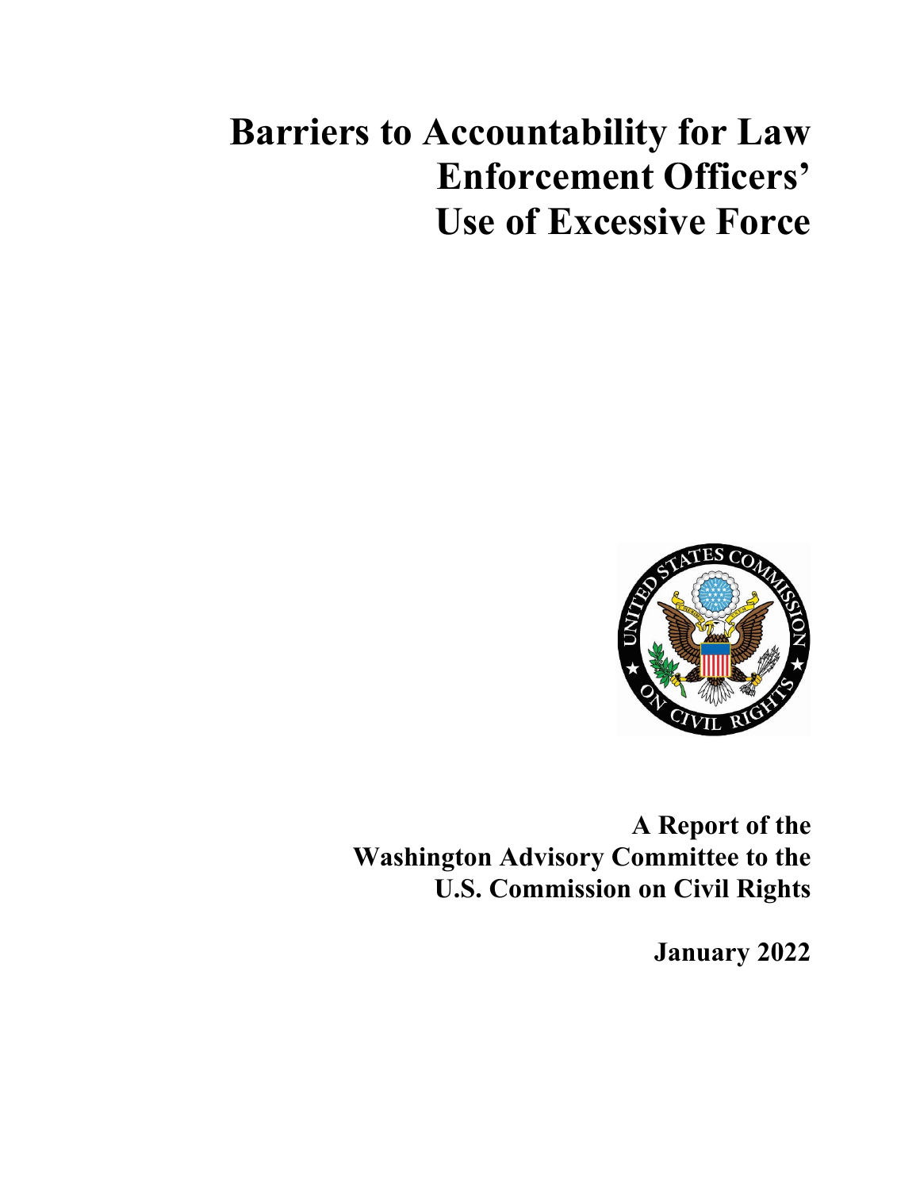# Barriers to Accountability for Law Enforcement Officers' Use of Excessive Force

**A Report of the Washington Advisory Committee to the U.S. Commission on Civil Rights**

**January 2022**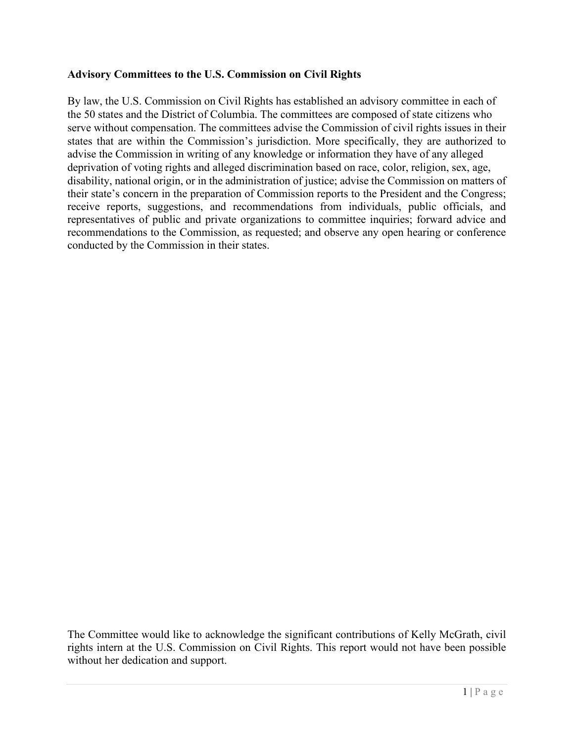**Advisory Committees to the U.S. Commission on Civil Rights**

By law, the U.S. Commission on Civil Rights has established an advisory committee in each of the 50 states and the District of Columbia. The committees are composed of state citizens who serve without compensation. The committees advise the Commission of civil rights issues in their states that are within the Commission's jurisdiction. More specifically, they are authorized to advise the Commission in writing of any knowledge or information they have of any alleged deprivation of voting rights and alleged discrimination based on race, color, religion, sex, age, disability, national origin, or in the administration of justice; advise the Commission on matters of their state's concern in the preparation of Commission reports to the President and the Congress; receive reports, suggestions, and recommendations from individuals, public officials, and representatives of public and private organizations to committee inquiries; forward advice and recommendations to the Commission, as requested; and observe any open hearing or conference conducted by the Commission in their states.

The Committee would like to acknowledge the significant contributions of Kelly McGrath, civil rights intern at the U.S. Commission on Civil Rights. This report would not have been possible without her dedication and support.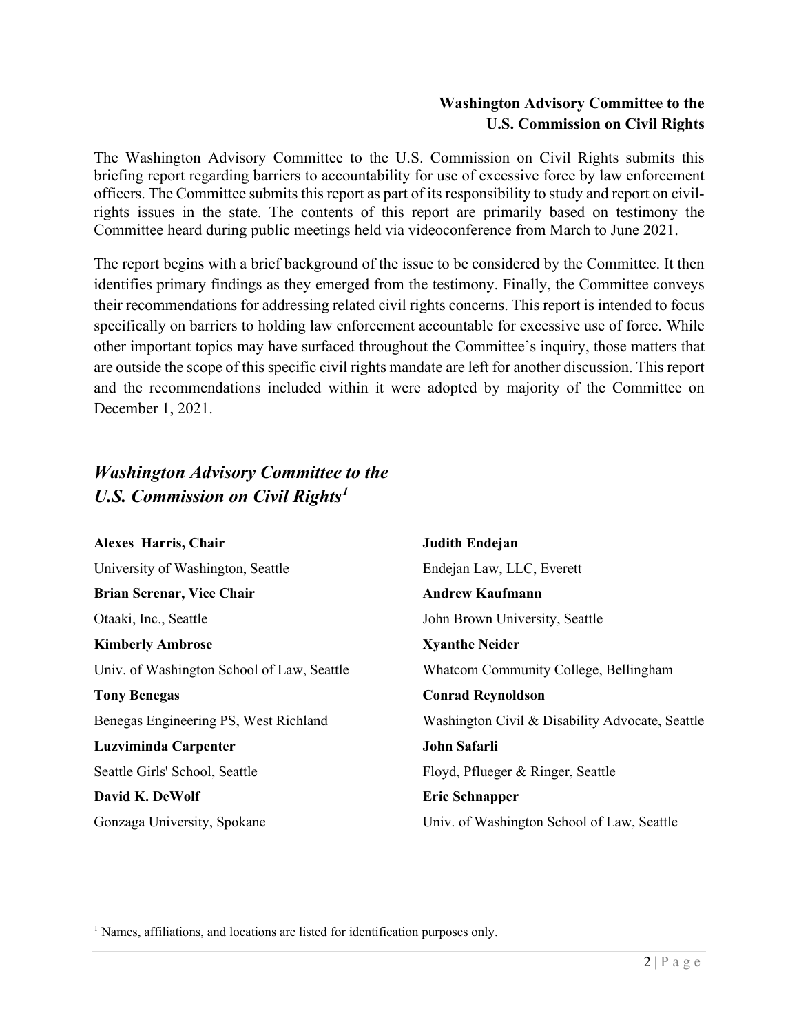**Washington Advisory Committee to the**
**U.S. Commission on Civil Rights**

The Washington Advisory Committee to the U.S. Commission on Civil Rights submits this briefing report regarding barriers to accountability for use of excessive force by law enforcement officers. The Committee submits this report as part of its responsibility to study and report on civil-rights issues in the state. The contents of this report are primarily based on testimony the Committee heard during public meetings held via videoconference from March to June 2021.

The report begins with a brief background of the issue to be considered by the Committee. It then identifies primary findings as they emerged from the testimony. Finally, the Committee conveys their recommendations for addressing related civil rights concerns. This report is intended to focus specifically on barriers to holding law enforcement accountable for excessive use of force. While other important topics may have surfaced throughout the Committee's inquiry, those matters that are outside the scope of this specific civil rights mandate are left for another discussion. This report and the recommendations included within it were adopted by majority of the Committee on December 1, 2021.

## *Washington Advisory Committee to the U.S. Commission on Civil Rights*[1]

**Alexes Harris, Chair**
University of Washington, Seattle

**Brian Screnar, Vice Chair**
Otaaki, Inc., Seattle

**Kimberly Ambrose**
Univ. of Washington School of Law, Seattle

**Tony Benegas**
Benegas Engineering PS, West Richland

**Luzviminda Carpenter**
Seattle Girls' School, Seattle

**David K. DeWolf**
Gonzaga University, Spokane

**Judith Endejan**
Endejan Law, LLC, Everett

**Andrew Kaufmann**
John Brown University, Seattle

**Xyanthe Neider**
Whatcom Community College, Bellingham

**Conrad Reynoldson**
Washington Civil & Disability Advocate, Seattle

**John Safarli**
Floyd, Pflueger & Ringer, Seattle

**Eric Schnapper**
Univ. of Washington School of Law, Seattle

---

[1] Names, affiliations, and locations are listed for identification purposes only.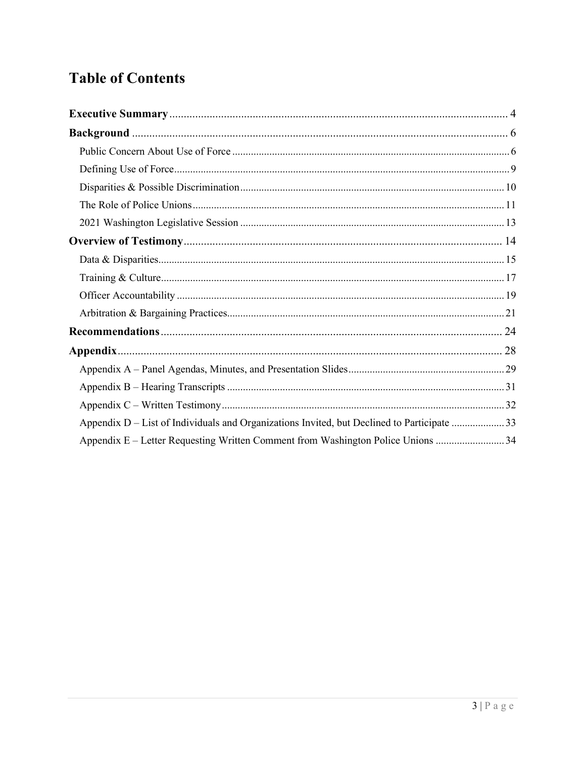# Table of Contents

**Executive Summary** ........................................................ 4

**Background** ........................................................ 6

- Public Concern About Use of Force ........................................................ 6
- Defining Use of Force ........................................................ 9
- Disparities & Possible Discrimination ........................................................ 10
- The Role of Police Unions ........................................................ 11
- 2021 Washington Legislative Session ........................................................ 13

**Overview of Testimony** ........................................................ 14

- Data & Disparities ........................................................ 15
- Training & Culture ........................................................ 17
- Officer Accountability ........................................................ 19
- Arbitration & Bargaining Practices ........................................................ 21

**Recommendations** ........................................................ 24

**Appendix** ........................................................ 28

- Appendix A – Panel Agendas, Minutes, and Presentation Slides ........................................................ 29
- Appendix B – Hearing Transcripts ........................................................ 31
- Appendix C – Written Testimony ........................................................ 32
- Appendix D – List of Individuals and Organizations Invited, but Declined to Participate ........................................................ 33
- Appendix E – Letter Requesting Written Comment from Washington Police Unions ........................................................ 34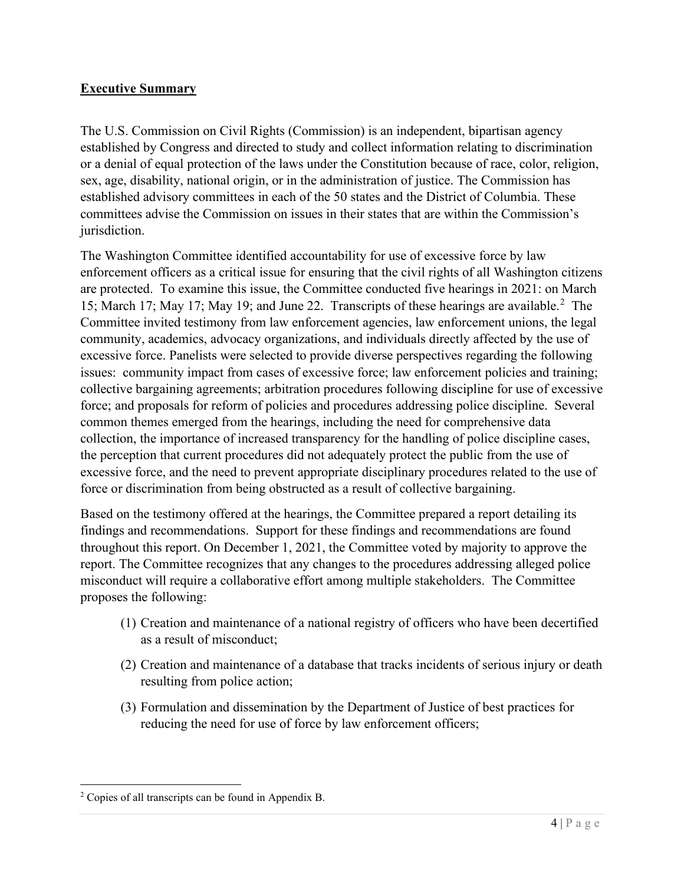## Executive Summary

The U.S. Commission on Civil Rights (Commission) is an independent, bipartisan agency established by Congress and directed to study and collect information relating to discrimination or a denial of equal protection of the laws under the Constitution because of race, color, religion, sex, age, disability, national origin, or in the administration of justice. The Commission has established advisory committees in each of the 50 states and the District of Columbia. These committees advise the Commission on issues in their states that are within the Commission's jurisdiction.

The Washington Committee identified accountability for use of excessive force by law enforcement officers as a critical issue for ensuring that the civil rights of all Washington citizens are protected. To examine this issue, the Committee conducted five hearings in 2021: on March 15; March 17; May 17; May 19; and June 22. Transcripts of these hearings are available.[2] The Committee invited testimony from law enforcement agencies, law enforcement unions, the legal community, academics, advocacy organizations, and individuals directly affected by the use of excessive force. Panelists were selected to provide diverse perspectives regarding the following issues: community impact from cases of excessive force; law enforcement policies and training; collective bargaining agreements; arbitration procedures following discipline for use of excessive force; and proposals for reform of policies and procedures addressing police discipline. Several common themes emerged from the hearings, including the need for comprehensive data collection, the importance of increased transparency for the handling of police discipline cases, the perception that current procedures did not adequately protect the public from the use of excessive force, and the need to prevent appropriate disciplinary procedures related to the use of force or discrimination from being obstructed as a result of collective bargaining.

Based on the testimony offered at the hearings, the Committee prepared a report detailing its findings and recommendations. Support for these findings and recommendations are found throughout this report. On December 1, 2021, the Committee voted by majority to approve the report. The Committee recognizes that any changes to the procedures addressing alleged police misconduct will require a collaborative effort among multiple stakeholders. The Committee proposes the following:

(1) Creation and maintenance of a national registry of officers who have been decertified as a result of misconduct;

(2) Creation and maintenance of a database that tracks incidents of serious injury or death resulting from police action;

(3) Formulation and dissemination by the Department of Justice of best practices for reducing the need for use of force by law enforcement officers;

---

[2] Copies of all transcripts can be found in Appendix B.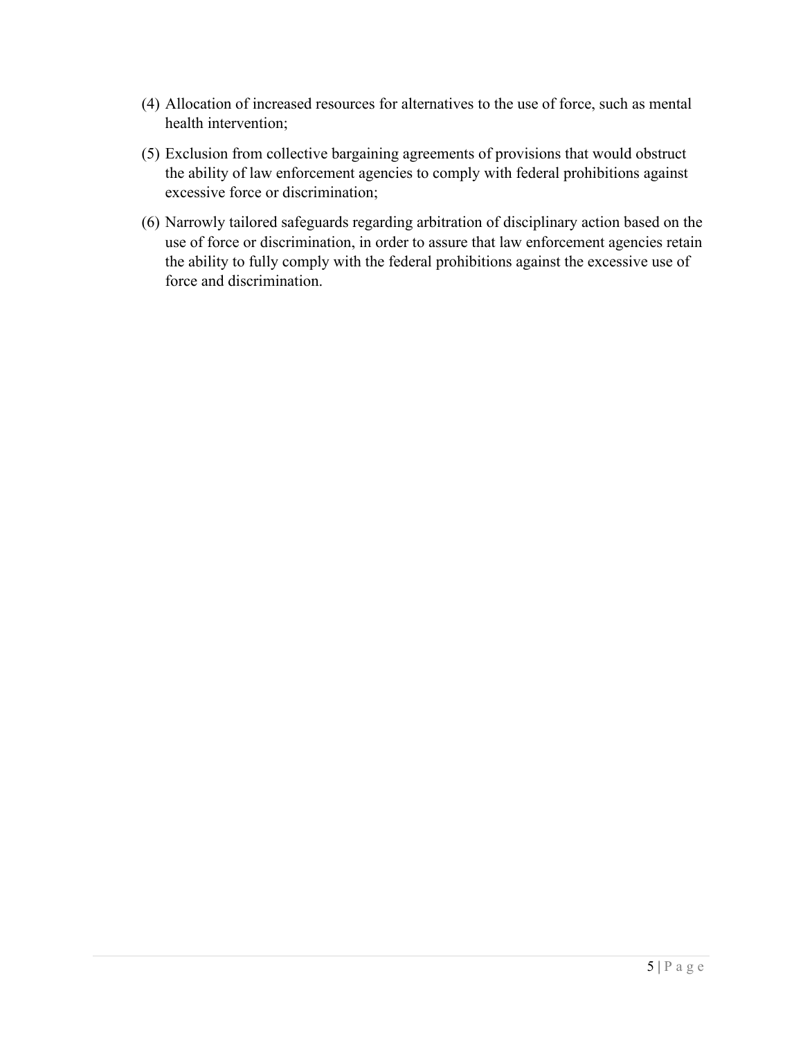(4) Allocation of increased resources for alternatives to the use of force, such as mental health intervention;

(5) Exclusion from collective bargaining agreements of provisions that would obstruct the ability of law enforcement agencies to comply with federal prohibitions against excessive force or discrimination;

(6) Narrowly tailored safeguards regarding arbitration of disciplinary action based on the use of force or discrimination, in order to assure that law enforcement agencies retain the ability to fully comply with the federal prohibitions against the excessive use of force and discrimination.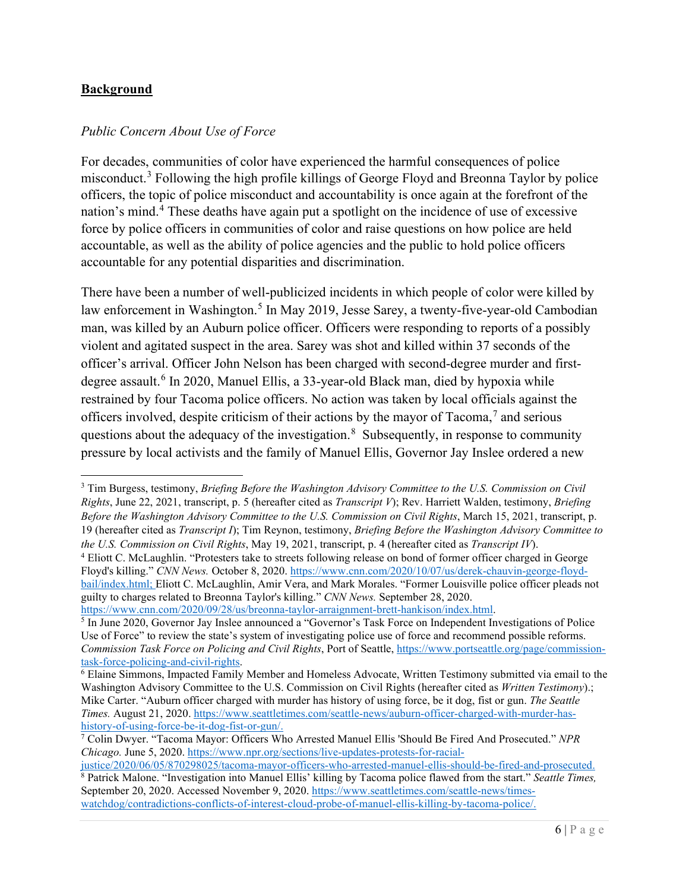## **Background**

*Public Concern About Use of Force*

For decades, communities of color have experienced the harmful consequences of police misconduct.[3] Following the high profile killings of George Floyd and Breonna Taylor by police officers, the topic of police misconduct and accountability is once again at the forefront of the nation's mind.[4] These deaths have again put a spotlight on the incidence of use of excessive force by police officers in communities of color and raise questions on how police are held accountable, as well as the ability of police agencies and the public to hold police officers accountable for any potential disparities and discrimination.

There have been a number of well-publicized incidents in which people of color were killed by law enforcement in Washington.[5] In May 2019, Jesse Sarey, a twenty-five-year-old Cambodian man, was killed by an Auburn police officer. Officers were responding to reports of a possibly violent and agitated suspect in the area. Sarey was shot and killed within 37 seconds of the officer's arrival. Officer John Nelson has been charged with second-degree murder and first-degree assault.[6] In 2020, Manuel Ellis, a 33-year-old Black man, died by hypoxia while restrained by four Tacoma police officers. No action was taken by local officials against the officers involved, despite criticism of their actions by the mayor of Tacoma,[7] and serious questions about the adequacy of the investigation.[8] Subsequently, in response to community pressure by local activists and the family of Manuel Ellis, Governor Jay Inslee ordered a new

---

[3] Tim Burgess, testimony, *Briefing Before the Washington Advisory Committee to the U.S. Commission on Civil Rights*, June 22, 2021, transcript, p. 5 (hereafter cited as *Transcript V*); Rev. Harriett Walden, testimony, *Briefing Before the Washington Advisory Committee to the U.S. Commission on Civil Rights*, March 15, 2021, transcript, p. 19 (hereafter cited as *Transcript I*); Tim Reynon, testimony, *Briefing Before the Washington Advisory Committee to the U.S. Commission on Civil Rights*, May 19, 2021, transcript, p. 4 (hereafter cited as *Transcript IV*).

[4] Eliott C. McLaughlin. "Protesters take to streets following release on bond of former officer charged in George Floyd's killing." *CNN News.* October 8, 2020. https://www.cnn.com/2020/10/07/us/derek-chauvin-george-floyd-bail/index.html; Eliott C. McLaughlin, Amir Vera, and Mark Morales. "Former Louisville police officer pleads not guilty to charges related to Breonna Taylor's killing." *CNN News.* September 28, 2020. https://www.cnn.com/2020/09/28/us/breonna-taylor-arraignment-brett-hankison/index.html.

[5] In June 2020, Governor Jay Inslee announced a "Governor's Task Force on Independent Investigations of Police Use of Force" to review the state's system of investigating police use of force and recommend possible reforms. *Commission Task Force on Policing and Civil Rights*, Port of Seattle, https://www.portseattle.org/page/commission-task-force-policing-and-civil-rights.

[6] Elaine Simmons, Impacted Family Member and Homeless Advocate, Written Testimony submitted via email to the Washington Advisory Committee to the U.S. Commission on Civil Rights (hereafter cited as *Written Testimony*).; Mike Carter. "Auburn officer charged with murder has history of using force, be it dog, fist or gun." *The Seattle Times.* August 21, 2020. https://www.seattletimes.com/seattle-news/auburn-officer-charged-with-murder-has-history-of-using-force-be-it-dog-fist-or-gun/.

[7] Colin Dwyer. "Tacoma Mayor: Officers Who Arrested Manuel Ellis 'Should Be Fired And Prosecuted." *NPR Chicago.* June 5, 2020. https://www.npr.org/sections/live-updates-protests-for-racial-justice/2020/06/05/870298025/tacoma-mayor-officers-who-arrested-manuel-ellis-should-be-fired-and-prosecuted.

[8] Patrick Malone. "Investigation into Manuel Ellis' killing by Tacoma police flawed from the start." *Seattle Times,* September 20, 2020. Accessed November 9, 2020. https://www.seattletimes.com/seattle-news/times-watchdog/contradictions-conflicts-of-interest-cloud-probe-of-manuel-ellis-killing-by-tacoma-police/.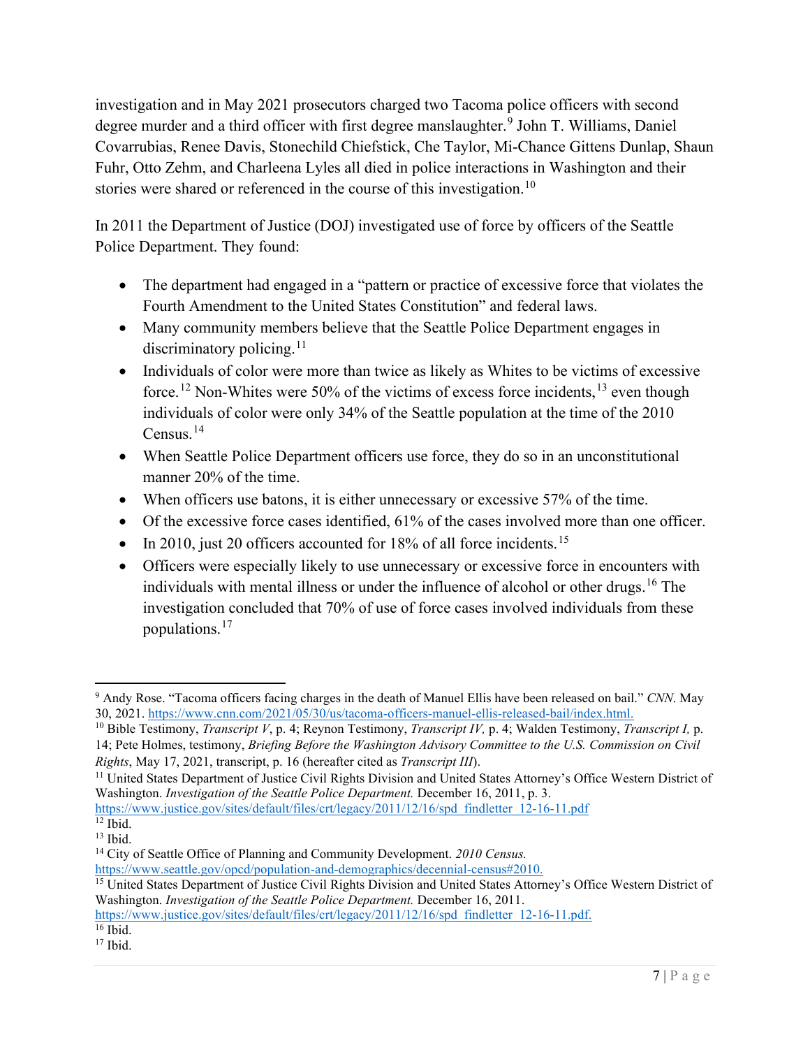investigation and in May 2021 prosecutors charged two Tacoma police officers with second degree murder and a third officer with first degree manslaughter.[9] John T. Williams, Daniel Covarrubias, Renee Davis, Stonechild Chiefstick, Che Taylor, Mi-Chance Gittens Dunlap, Shaun Fuhr, Otto Zehm, and Charleena Lyles all died in police interactions in Washington and their stories were shared or referenced in the course of this investigation.[10]

In 2011 the Department of Justice (DOJ) investigated use of force by officers of the Seattle Police Department. They found:

- The department had engaged in a "pattern or practice of excessive force that violates the Fourth Amendment to the United States Constitution" and federal laws.
- Many community members believe that the Seattle Police Department engages in discriminatory policing.[11]
- Individuals of color were more than twice as likely as Whites to be victims of excessive force.[12] Non-Whites were 50% of the victims of excess force incidents,[13] even though individuals of color were only 34% of the Seattle population at the time of the 2010 Census.[14]
- When Seattle Police Department officers use force, they do so in an unconstitutional manner 20% of the time.
- When officers use batons, it is either unnecessary or excessive 57% of the time.
- Of the excessive force cases identified, 61% of the cases involved more than one officer.
- In 2010, just 20 officers accounted for 18% of all force incidents.[15]
- Officers were especially likely to use unnecessary or excessive force in encounters with individuals with mental illness or under the influence of alcohol or other drugs.[16] The investigation concluded that 70% of use of force cases involved individuals from these populations.[17]

---

[9] Andy Rose. "Tacoma officers facing charges in the death of Manuel Ellis have been released on bail." *CNN*. May 30, 2021. https://www.cnn.com/2021/05/30/us/tacoma-officers-manuel-ellis-released-bail/index.html.

[10] Bible Testimony, *Transcript V*, p. 4; Reynon Testimony, *Transcript IV,* p. 4; Walden Testimony, *Transcript I,* p. 14; Pete Holmes, testimony, *Briefing Before the Washington Advisory Committee to the U.S. Commission on Civil Rights*, May 17, 2021, transcript, p. 16 (hereafter cited as *Transcript III*).

[11] United States Department of Justice Civil Rights Division and United States Attorney's Office Western District of Washington. *Investigation of the Seattle Police Department.* December 16, 2011, p. 3. https://www.justice.gov/sites/default/files/crt/legacy/2011/12/16/spd_findletter_12-16-11.pdf

[12] Ibid.

[13] Ibid.

[14] City of Seattle Office of Planning and Community Development. *2010 Census.* https://www.seattle.gov/opcd/population-and-demographics/decennial-census#2010.

[15] United States Department of Justice Civil Rights Division and United States Attorney's Office Western District of Washington. *Investigation of the Seattle Police Department.* December 16, 2011. https://www.justice.gov/sites/default/files/crt/legacy/2011/12/16/spd_findletter_12-16-11.pdf.

[16] Ibid.

[17] Ibid.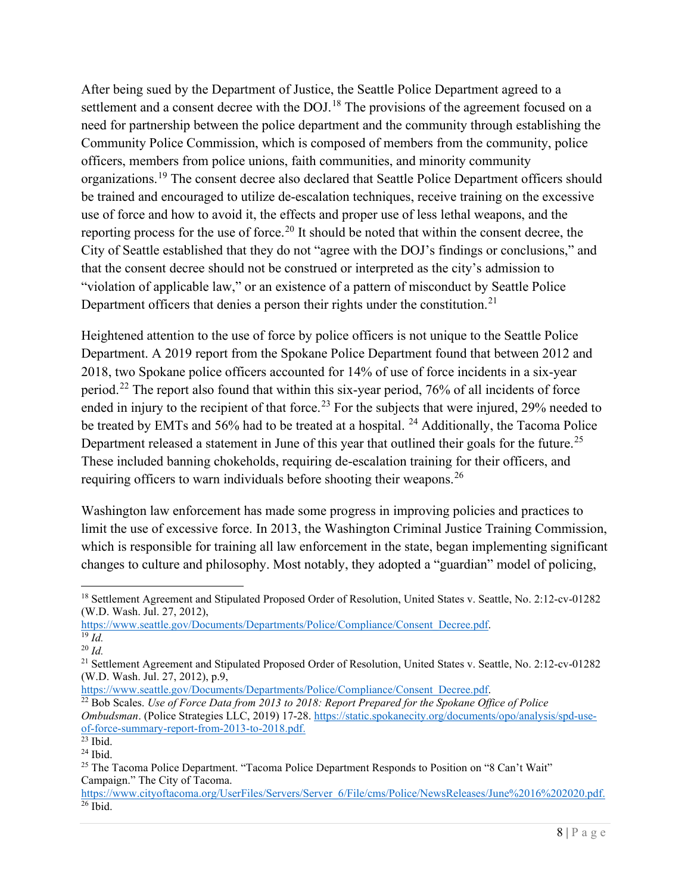After being sued by the Department of Justice, the Seattle Police Department agreed to a settlement and a consent decree with the DOJ.[18] The provisions of the agreement focused on a need for partnership between the police department and the community through establishing the Community Police Commission, which is composed of members from the community, police officers, members from police unions, faith communities, and minority community organizations.[19] The consent decree also declared that Seattle Police Department officers should be trained and encouraged to utilize de-escalation techniques, receive training on the excessive use of force and how to avoid it, the effects and proper use of less lethal weapons, and the reporting process for the use of force.[20] It should be noted that within the consent decree, the City of Seattle established that they do not "agree with the DOJ's findings or conclusions," and that the consent decree should not be construed or interpreted as the city's admission to "violation of applicable law," or an existence of a pattern of misconduct by Seattle Police Department officers that denies a person their rights under the constitution.[21]

Heightened attention to the use of force by police officers is not unique to the Seattle Police Department. A 2019 report from the Spokane Police Department found that between 2012 and 2018, two Spokane police officers accounted for 14% of use of force incidents in a six-year period.[22] The report also found that within this six-year period, 76% of all incidents of force ended in injury to the recipient of that force.[23] For the subjects that were injured, 29% needed to be treated by EMTs and 56% had to be treated at a hospital.[24] Additionally, the Tacoma Police Department released a statement in June of this year that outlined their goals for the future.[25] These included banning chokeholds, requiring de-escalation training for their officers, and requiring officers to warn individuals before shooting their weapons.[26]

Washington law enforcement has made some progress in improving policies and practices to limit the use of excessive force. In 2013, the Washington Criminal Justice Training Commission, which is responsible for training all law enforcement in the state, began implementing significant changes to culture and philosophy. Most notably, they adopted a "guardian" model of policing,

---

[18] Settlement Agreement and Stipulated Proposed Order of Resolution, United States v. Seattle, No. 2:12-cv-01282 (W.D. Wash. Jul. 27, 2012), https://www.seattle.gov/Documents/Departments/Police/Compliance/Consent_Decree.pdf.

[19] *Id.*

[20] *Id.*

[21] Settlement Agreement and Stipulated Proposed Order of Resolution, United States v. Seattle, No. 2:12-cv-01282 (W.D. Wash. Jul. 27, 2012), p.9, https://www.seattle.gov/Documents/Departments/Police/Compliance/Consent_Decree.pdf.

[22] Bob Scales. *Use of Force Data from 2013 to 2018: Report Prepared for the Spokane Office of Police Ombudsman*. (Police Strategies LLC, 2019) 17-28. https://static.spokanecity.org/documents/opo/analysis/spd-use-of-force-summary-report-from-2013-to-2018.pdf.

[23] Ibid.

[24] Ibid.

[25] The Tacoma Police Department. "Tacoma Police Department Responds to Position on "8 Can't Wait" Campaign." The City of Tacoma. https://www.cityoftacoma.org/UserFiles/Servers/Server_6/File/cms/Police/NewsReleases/June%2016%202020.pdf.

[26] Ibid.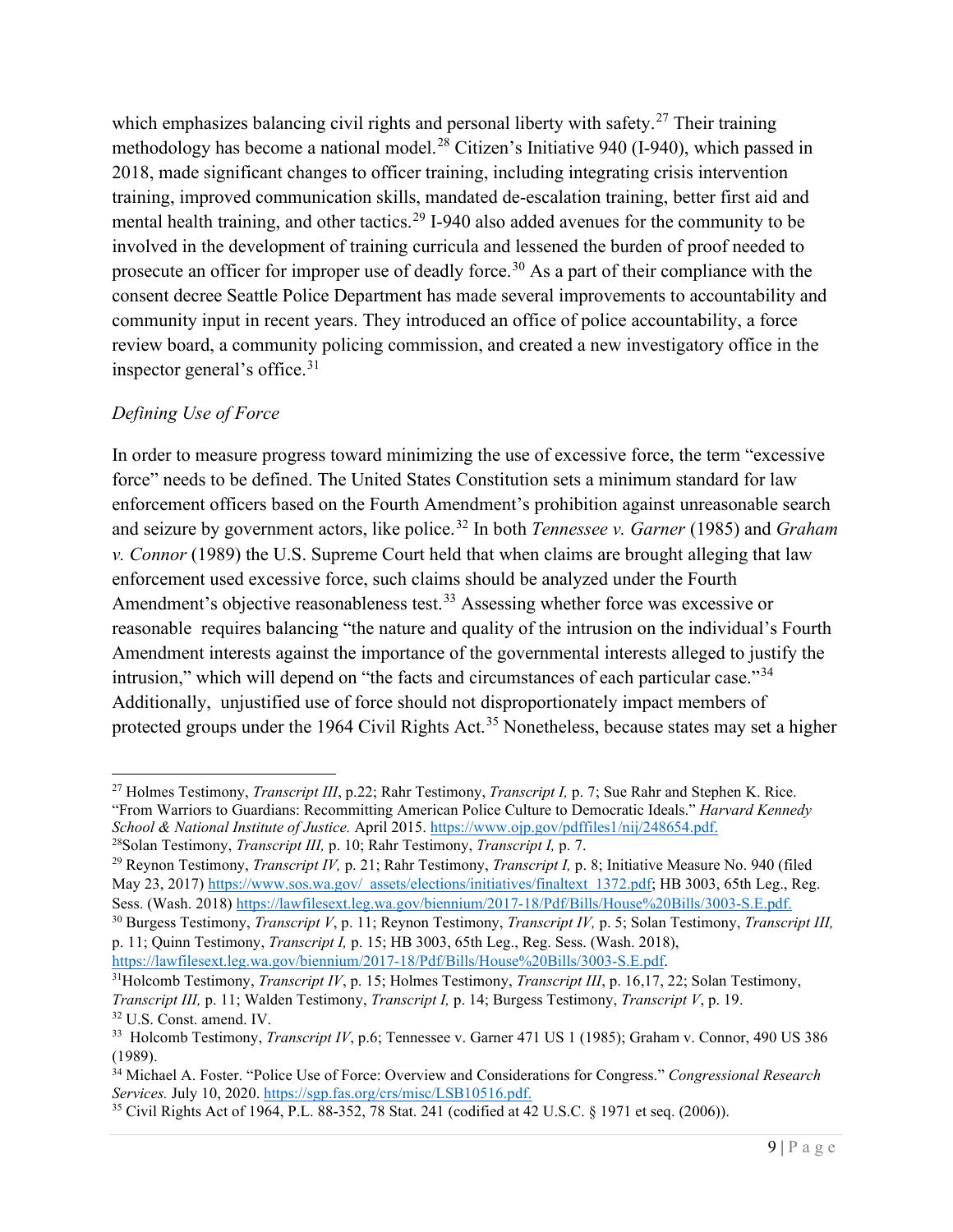which emphasizes balancing civil rights and personal liberty with safety.[27] Their training methodology has become a national model.[28] Citizen's Initiative 940 (I-940), which passed in 2018, made significant changes to officer training, including integrating crisis intervention training, improved communication skills, mandated de-escalation training, better first aid and mental health training, and other tactics.[29] I-940 also added avenues for the community to be involved in the development of training curricula and lessened the burden of proof needed to prosecute an officer for improper use of deadly force.[30] As a part of their compliance with the consent decree Seattle Police Department has made several improvements to accountability and community input in recent years. They introduced an office of police accountability, a force review board, a community policing commission, and created a new investigatory office in the inspector general's office.[31]

*Defining Use of Force*

In order to measure progress toward minimizing the use of excessive force, the term "excessive force" needs to be defined. The United States Constitution sets a minimum standard for law enforcement officers based on the Fourth Amendment's prohibition against unreasonable search and seizure by government actors, like police.[32] In both *Tennessee v. Garner* (1985) and *Graham v. Connor* (1989) the U.S. Supreme Court held that when claims are brought alleging that law enforcement used excessive force, such claims should be analyzed under the Fourth Amendment's objective reasonableness test.[33] Assessing whether force was excessive or reasonable requires balancing "the nature and quality of the intrusion on the individual's Fourth Amendment interests against the importance of the governmental interests alleged to justify the intrusion," which will depend on "the facts and circumstances of each particular case."[34] Additionally, unjustified use of force should not disproportionately impact members of protected groups under the 1964 Civil Rights Act.[35] Nonetheless, because states may set a higher

---

[27] Holmes Testimony, *Transcript III*, p.22; Rahr Testimony, *Transcript I,* p. 7; Sue Rahr and Stephen K. Rice. "From Warriors to Guardians: Recommitting American Police Culture to Democratic Ideals." *Harvard Kennedy School & National Institute of Justice.* April 2015. https://www.ojp.gov/pdffiles1/nij/248654.pdf.

[28] Solan Testimony, *Transcript III,* p. 10; Rahr Testimony, *Transcript I,* p. 7.

[29] Reynon Testimony, *Transcript IV,* p. 21; Rahr Testimony, *Transcript I,* p. 8; Initiative Measure No. 940 (filed May 23, 2017) https://www.sos.wa.gov/_assets/elections/initiatives/finaltext_1372.pdf; HB 3003, 65th Leg., Reg. Sess. (Wash. 2018) https://lawfilesext.leg.wa.gov/biennium/2017-18/Pdf/Bills/House%20Bills/3003-S.E.pdf.

[30] Burgess Testimony, *Transcript V*, p. 11; Reynon Testimony, *Transcript IV,* p. 5; Solan Testimony, *Transcript III,* p. 11; Quinn Testimony, *Transcript I,* p. 15; HB 3003, 65th Leg., Reg. Sess. (Wash. 2018), https://lawfilesext.leg.wa.gov/biennium/2017-18/Pdf/Bills/House%20Bills/3003-S.E.pdf.

[31] Holcomb Testimony, *Transcript IV*, p. 15; Holmes Testimony, *Transcript III*, p. 16,17, 22; Solan Testimony, *Transcript III,* p. 11; Walden Testimony, *Transcript I,* p. 14; Burgess Testimony, *Transcript V*, p. 19.

[32] U.S. Const. amend. IV.

[33] Holcomb Testimony, *Transcript IV*, p.6; Tennessee v. Garner 471 US 1 (1985); Graham v. Connor, 490 US 386 (1989).

[34] Michael A. Foster. "Police Use of Force: Overview and Considerations for Congress." *Congressional Research Services.* July 10, 2020. https://sgp.fas.org/crs/misc/LSB10516.pdf.

[35] Civil Rights Act of 1964, P.L. 88-352, 78 Stat. 241 (codified at 42 U.S.C. § 1971 et seq. (2006)).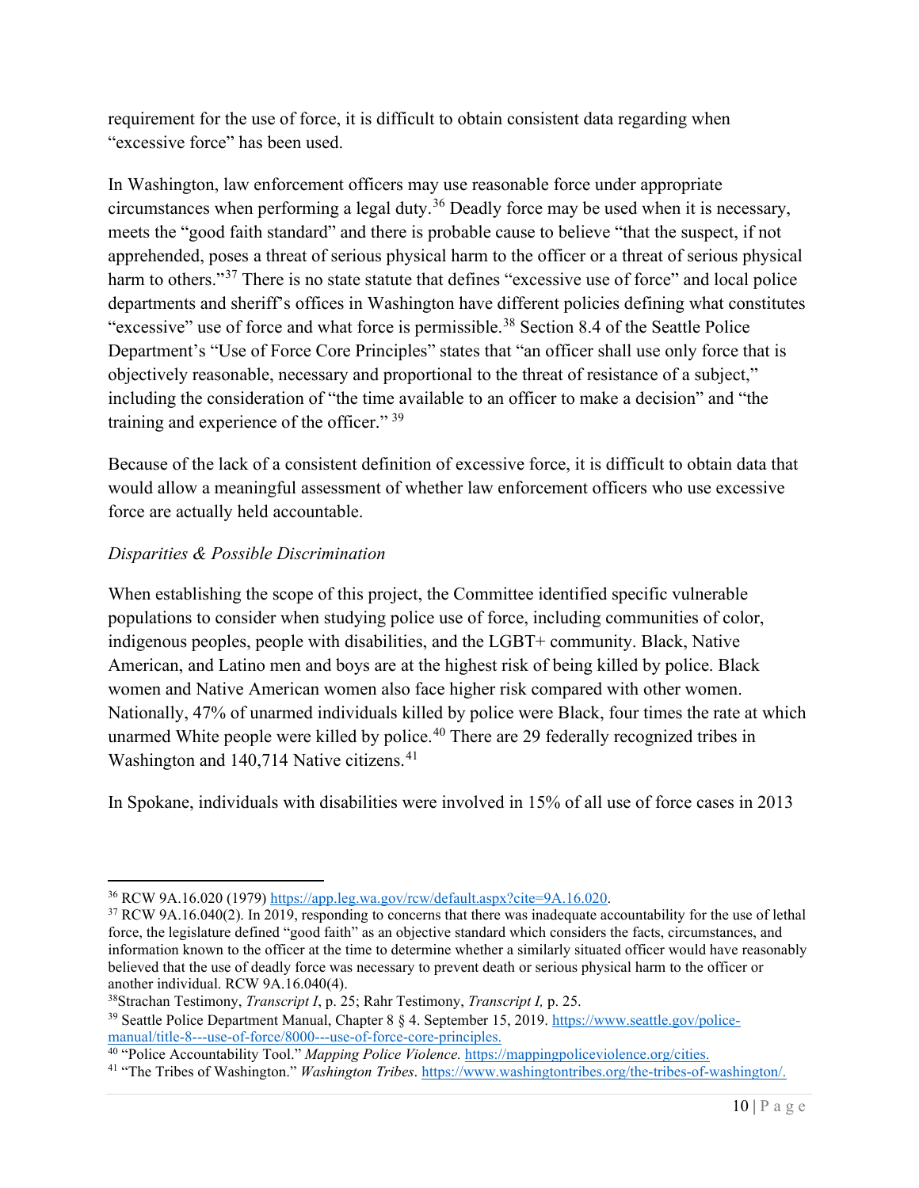requirement for the use of force, it is difficult to obtain consistent data regarding when "excessive force" has been used.

In Washington, law enforcement officers may use reasonable force under appropriate circumstances when performing a legal duty.[36] Deadly force may be used when it is necessary, meets the "good faith standard" and there is probable cause to believe "that the suspect, if not apprehended, poses a threat of serious physical harm to the officer or a threat of serious physical harm to others."[37] There is no state statute that defines "excessive use of force" and local police departments and sheriff's offices in Washington have different policies defining what constitutes "excessive" use of force and what force is permissible.[38] Section 8.4 of the Seattle Police Department's "Use of Force Core Principles" states that "an officer shall use only force that is objectively reasonable, necessary and proportional to the threat of resistance of a subject," including the consideration of "the time available to an officer to make a decision" and "the training and experience of the officer." [39]

Because of the lack of a consistent definition of excessive force, it is difficult to obtain data that would allow a meaningful assessment of whether law enforcement officers who use excessive force are actually held accountable.

*Disparities & Possible Discrimination*

When establishing the scope of this project, the Committee identified specific vulnerable populations to consider when studying police use of force, including communities of color, indigenous peoples, people with disabilities, and the LGBT+ community. Black, Native American, and Latino men and boys are at the highest risk of being killed by police. Black women and Native American women also face higher risk compared with other women. Nationally, 47% of unarmed individuals killed by police were Black, four times the rate at which unarmed White people were killed by police.[40] There are 29 federally recognized tribes in Washington and 140,714 Native citizens.[41]

In Spokane, individuals with disabilities were involved in 15% of all use of force cases in 2013

---

[36] RCW 9A.16.020 (1979) https://app.leg.wa.gov/rcw/default.aspx?cite=9A.16.020.

[37] RCW 9A.16.040(2). In 2019, responding to concerns that there was inadequate accountability for the use of lethal force, the legislature defined "good faith" as an objective standard which considers the facts, circumstances, and information known to the officer at the time to determine whether a similarly situated officer would have reasonably believed that the use of deadly force was necessary to prevent death or serious physical harm to the officer or another individual. RCW 9A.16.040(4).

[38] Strachan Testimony, *Transcript I*, p. 25; Rahr Testimony, *Transcript I,* p. 25.

[39] Seattle Police Department Manual, Chapter 8 § 4. September 15, 2019. https://www.seattle.gov/police-manual/title-8---use-of-force/8000---use-of-force-core-principles.

[40] "Police Accountability Tool." *Mapping Police Violence.* https://mappingpoliceviolence.org/cities.

[41] "The Tribes of Washington." *Washington Tribes*. https://www.washingtontribes.org/the-tribes-of-washington/.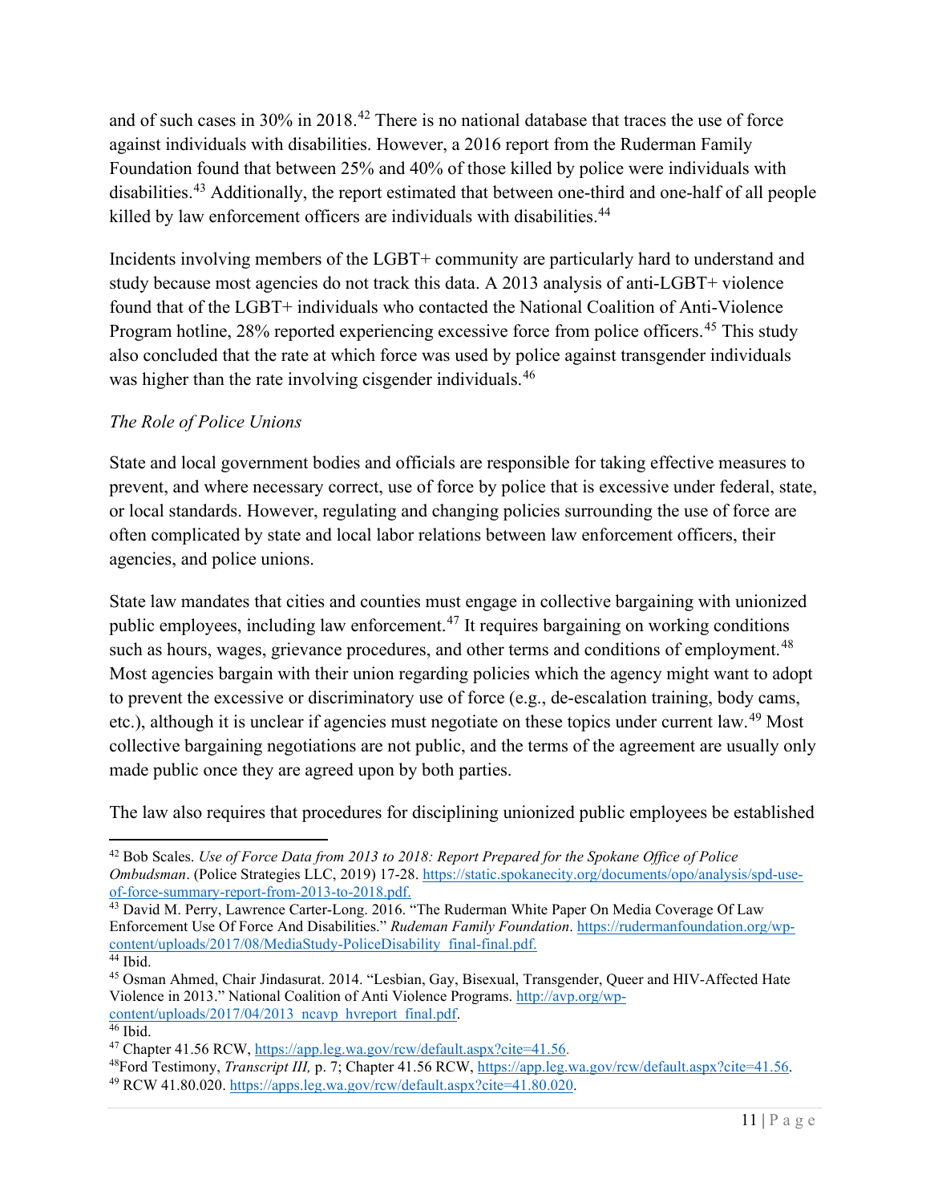and of such cases in 30% in 2018.[42] There is no national database that traces the use of force against individuals with disabilities. However, a 2016 report from the Ruderman Family Foundation found that between 25% and 40% of those killed by police were individuals with disabilities.[43] Additionally, the report estimated that between one-third and one-half of all people killed by law enforcement officers are individuals with disabilities.[44]

Incidents involving members of the LGBT+ community are particularly hard to understand and study because most agencies do not track this data. A 2013 analysis of anti-LGBT+ violence found that of the LGBT+ individuals who contacted the National Coalition of Anti-Violence Program hotline, 28% reported experiencing excessive force from police officers.[45] This study also concluded that the rate at which force was used by police against transgender individuals was higher than the rate involving cisgender individuals.[46]

*The Role of Police Unions*

State and local government bodies and officials are responsible for taking effective measures to prevent, and where necessary correct, use of force by police that is excessive under federal, state, or local standards. However, regulating and changing policies surrounding the use of force are often complicated by state and local labor relations between law enforcement officers, their agencies, and police unions.

State law mandates that cities and counties must engage in collective bargaining with unionized public employees, including law enforcement.[47] It requires bargaining on working conditions such as hours, wages, grievance procedures, and other terms and conditions of employment.[48] Most agencies bargain with their union regarding policies which the agency might want to adopt to prevent the excessive or discriminatory use of force (e.g., de-escalation training, body cams, etc.), although it is unclear if agencies must negotiate on these topics under current law.[49] Most collective bargaining negotiations are not public, and the terms of the agreement are usually only made public once they are agreed upon by both parties.

The law also requires that procedures for disciplining unionized public employees be established

---

[42] Bob Scales. *Use of Force Data from 2013 to 2018: Report Prepared for the Spokane Office of Police Ombudsman*. (Police Strategies LLC, 2019) 17-28. https://static.spokanecity.org/documents/opo/analysis/spd-use-of-force-summary-report-from-2013-to-2018.pdf.

[43] David M. Perry, Lawrence Carter-Long. 2016. "The Ruderman White Paper On Media Coverage Of Law Enforcement Use Of Force And Disabilities." *Rudeman Family Foundation*. https://rudermanfoundation.org/wp-content/uploads/2017/08/MediaStudy-PoliceDisability_final-final.pdf.

[44] Ibid.

[45] Osman Ahmed, Chair Jindasurat. 2014. "Lesbian, Gay, Bisexual, Transgender, Queer and HIV-Affected Hate Violence in 2013." National Coalition of Anti Violence Programs. http://avp.org/wp-content/uploads/2017/04/2013_ncavp_hvreport_final.pdf.

[46] Ibid.

[47] Chapter 41.56 RCW, https://app.leg.wa.gov/rcw/default.aspx?cite=41.56.

[48] Ford Testimony, *Transcript III,* p. 7; Chapter 41.56 RCW, https://app.leg.wa.gov/rcw/default.aspx?cite=41.56.

[49] RCW 41.80.020. https://apps.leg.wa.gov/rcw/default.aspx?cite=41.80.020.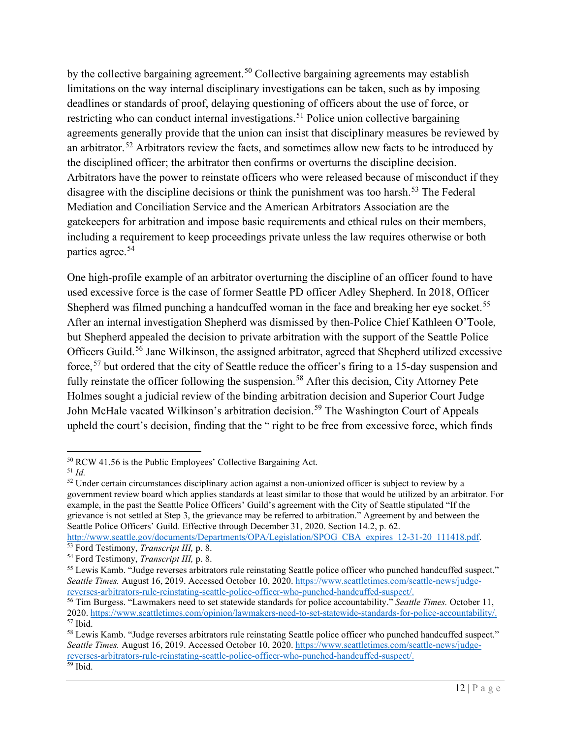by the collective bargaining agreement.[50] Collective bargaining agreements may establish limitations on the way internal disciplinary investigations can be taken, such as by imposing deadlines or standards of proof, delaying questioning of officers about the use of force, or restricting who can conduct internal investigations.[51] Police union collective bargaining agreements generally provide that the union can insist that disciplinary measures be reviewed by an arbitrator.[52] Arbitrators review the facts, and sometimes allow new facts to be introduced by the disciplined officer; the arbitrator then confirms or overturns the discipline decision. Arbitrators have the power to reinstate officers who were released because of misconduct if they disagree with the discipline decisions or think the punishment was too harsh.[53] The Federal Mediation and Conciliation Service and the American Arbitrators Association are the gatekeepers for arbitration and impose basic requirements and ethical rules on their members, including a requirement to keep proceedings private unless the law requires otherwise or both parties agree.[54]

One high-profile example of an arbitrator overturning the discipline of an officer found to have used excessive force is the case of former Seattle PD officer Adley Shepherd. In 2018, Officer Shepherd was filmed punching a handcuffed woman in the face and breaking her eye socket.[55] After an internal investigation Shepherd was dismissed by then-Police Chief Kathleen O'Toole, but Shepherd appealed the decision to private arbitration with the support of the Seattle Police Officers Guild.[56] Jane Wilkinson, the assigned arbitrator, agreed that Shepherd utilized excessive force,[57] but ordered that the city of Seattle reduce the officer's firing to a 15-day suspension and fully reinstate the officer following the suspension.[58] After this decision, City Attorney Pete Holmes sought a judicial review of the binding arbitration decision and Superior Court Judge John McHale vacated Wilkinson's arbitration decision.[59] The Washington Court of Appeals upheld the court's decision, finding that the " right to be free from excessive force, which finds

---

[50] RCW 41.56 is the Public Employees' Collective Bargaining Act.

[51] *Id.*

[52] Under certain circumstances disciplinary action against a non-unionized officer is subject to review by a government review board which applies standards at least similar to those that would be utilized by an arbitrator. For example, in the past the Seattle Police Officers' Guild's agreement with the City of Seattle stipulated "If the grievance is not settled at Step 3, the grievance may be referred to arbitration." Agreement by and between the Seattle Police Officers' Guild. Effective through December 31, 2020. Section 14.2, p. 62. http://www.seattle.gov/documents/Departments/OPA/Legislation/SPOG_CBA_expires_12-31-20_111418.pdf.

[53] Ford Testimony, *Transcript III,* p. 8.

[54] Ford Testimony, *Transcript III,* p. 8.

[55] Lewis Kamb. "Judge reverses arbitrators rule reinstating Seattle police officer who punched handcuffed suspect." *Seattle Times.* August 16, 2019. Accessed October 10, 2020. https://www.seattletimes.com/seattle-news/judge-reverses-arbitrators-rule-reinstating-seattle-police-officer-who-punched-handcuffed-suspect/.

[56] Tim Burgess. "Lawmakers need to set statewide standards for police accountability." *Seattle Times.* October 11, 2020. https://www.seattletimes.com/opinion/lawmakers-need-to-set-statewide-standards-for-police-accountability/.

[57] Ibid.

[58] Lewis Kamb. "Judge reverses arbitrators rule reinstating Seattle police officer who punched handcuffed suspect." *Seattle Times.* August 16, 2019. Accessed October 10, 2020. https://www.seattletimes.com/seattle-news/judge-reverses-arbitrators-rule-reinstating-seattle-police-officer-who-punched-handcuffed-suspect/.

[59] Ibid.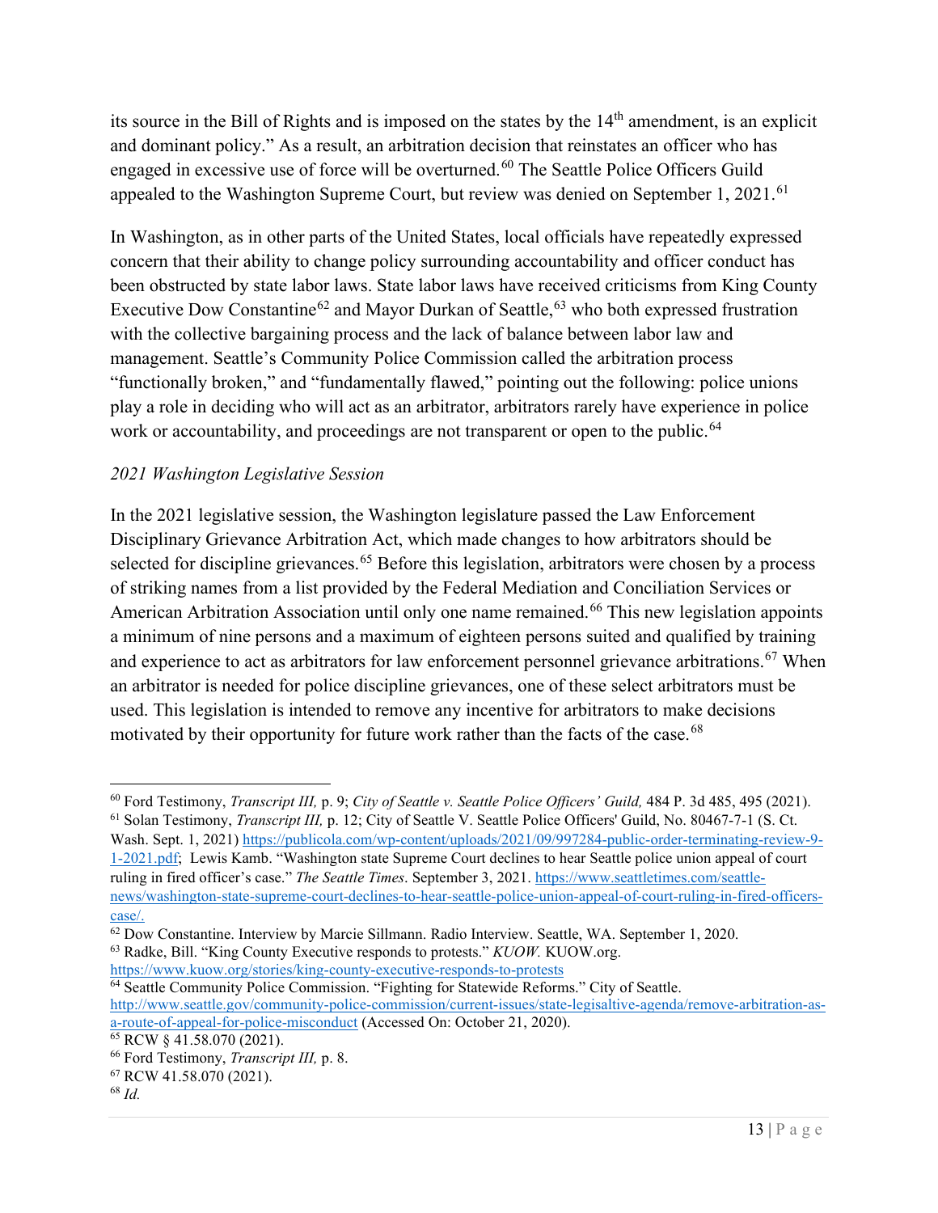its source in the Bill of Rights and is imposed on the states by the 14th amendment, is an explicit and dominant policy." As a result, an arbitration decision that reinstates an officer who has engaged in excessive use of force will be overturned.[60] The Seattle Police Officers Guild appealed to the Washington Supreme Court, but review was denied on September 1, 2021.[61]

In Washington, as in other parts of the United States, local officials have repeatedly expressed concern that their ability to change policy surrounding accountability and officer conduct has been obstructed by state labor laws. State labor laws have received criticisms from King County Executive Dow Constantine[62] and Mayor Durkan of Seattle,[63] who both expressed frustration with the collective bargaining process and the lack of balance between labor law and management. Seattle's Community Police Commission called the arbitration process "functionally broken," and "fundamentally flawed," pointing out the following: police unions play a role in deciding who will act as an arbitrator, arbitrators rarely have experience in police work or accountability, and proceedings are not transparent or open to the public.[64]

*2021 Washington Legislative Session*

In the 2021 legislative session, the Washington legislature passed the Law Enforcement Disciplinary Grievance Arbitration Act, which made changes to how arbitrators should be selected for discipline grievances.[65] Before this legislation, arbitrators were chosen by a process of striking names from a list provided by the Federal Mediation and Conciliation Services or American Arbitration Association until only one name remained.[66] This new legislation appoints a minimum of nine persons and a maximum of eighteen persons suited and qualified by training and experience to act as arbitrators for law enforcement personnel grievance arbitrations.[67] When an arbitrator is needed for police discipline grievances, one of these select arbitrators must be used. This legislation is intended to remove any incentive for arbitrators to make decisions motivated by their opportunity for future work rather than the facts of the case.[68]

---

[60] Ford Testimony, *Transcript III,* p. 9; *City of Seattle v. Seattle Police Officers' Guild,* 484 P. 3d 485, 495 (2021).

[61] Solan Testimony, *Transcript III,* p. 12; City of Seattle V. Seattle Police Officers' Guild, No. 80467-7-1 (S. Ct. Wash. Sept. 1, 2021) https://publicola.com/wp-content/uploads/2021/09/997284-public-order-terminating-review-9-1-2021.pdf; Lewis Kamb. "Washington state Supreme Court declines to hear Seattle police union appeal of court ruling in fired officer's case." *The Seattle Times*. September 3, 2021. https://www.seattletimes.com/seattle-news/washington-state-supreme-court-declines-to-hear-seattle-police-union-appeal-of-court-ruling-in-fired-officers-case/.

[62] Dow Constantine. Interview by Marcie Sillmann. Radio Interview. Seattle, WA. September 1, 2020.

[63] Radke, Bill. "King County Executive responds to protests." *KUOW.* KUOW.org. https://www.kuow.org/stories/king-county-executive-responds-to-protests

[64] Seattle Community Police Commission. "Fighting for Statewide Reforms." City of Seattle. http://www.seattle.gov/community-police-commission/current-issues/state-legisaltive-agenda/remove-arbitration-as-a-route-of-appeal-for-police-misconduct (Accessed On: October 21, 2020).

[65] RCW § 41.58.070 (2021).

[66] Ford Testimony, *Transcript III,* p. 8.

[67] RCW 41.58.070 (2021).

[68] *Id.*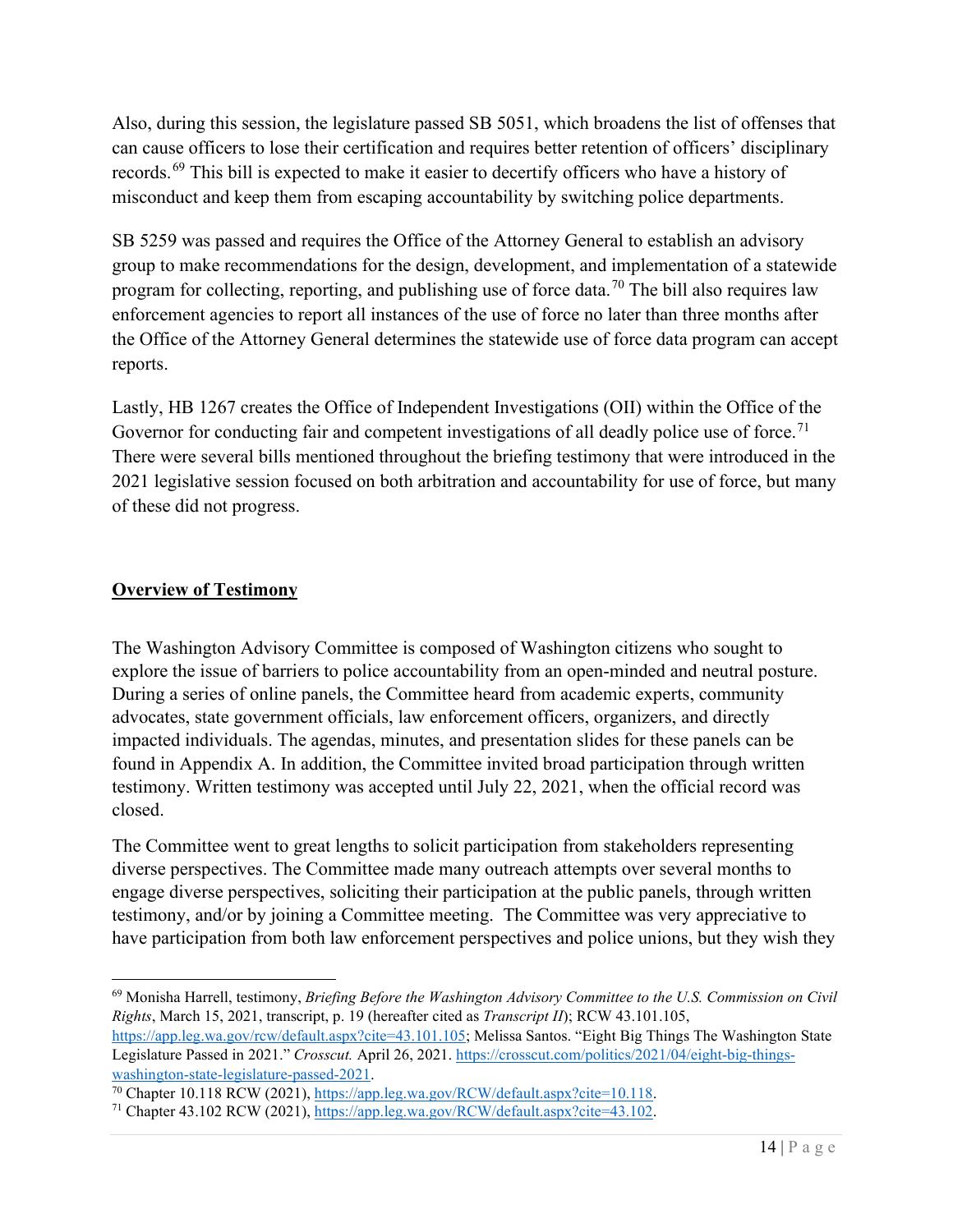Also, during this session, the legislature passed SB 5051, which broadens the list of offenses that can cause officers to lose their certification and requires better retention of officers' disciplinary records.[69] This bill is expected to make it easier to decertify officers who have a history of misconduct and keep them from escaping accountability by switching police departments.

SB 5259 was passed and requires the Office of the Attorney General to establish an advisory group to make recommendations for the design, development, and implementation of a statewide program for collecting, reporting, and publishing use of force data.[70] The bill also requires law enforcement agencies to report all instances of the use of force no later than three months after the Office of the Attorney General determines the statewide use of force data program can accept reports.

Lastly, HB 1267 creates the Office of Independent Investigations (OII) within the Office of the Governor for conducting fair and competent investigations of all deadly police use of force.[71] There were several bills mentioned throughout the briefing testimony that were introduced in the 2021 legislative session focused on both arbitration and accountability for use of force, but many of these did not progress.

## **Overview of Testimony**

The Washington Advisory Committee is composed of Washington citizens who sought to explore the issue of barriers to police accountability from an open-minded and neutral posture. During a series of online panels, the Committee heard from academic experts, community advocates, state government officials, law enforcement officers, organizers, and directly impacted individuals. The agendas, minutes, and presentation slides for these panels can be found in Appendix A. In addition, the Committee invited broad participation through written testimony. Written testimony was accepted until July 22, 2021, when the official record was closed.

The Committee went to great lengths to solicit participation from stakeholders representing diverse perspectives. The Committee made many outreach attempts over several months to engage diverse perspectives, soliciting their participation at the public panels, through written testimony, and/or by joining a Committee meeting. The Committee was very appreciative to have participation from both law enforcement perspectives and police unions, but they wish they

---

[69] Monisha Harrell, testimony, *Briefing Before the Washington Advisory Committee to the U.S. Commission on Civil Rights*, March 15, 2021, transcript, p. 19 (hereafter cited as *Transcript II*); RCW 43.101.105, https://app.leg.wa.gov/rcw/default.aspx?cite=43.101.105; Melissa Santos. "Eight Big Things The Washington State Legislature Passed in 2021." *Crosscut.* April 26, 2021. https://crosscut.com/politics/2021/04/eight-big-things-washington-state-legislature-passed-2021.

[70] Chapter 10.118 RCW (2021), https://app.leg.wa.gov/RCW/default.aspx?cite=10.118.

[71] Chapter 43.102 RCW (2021), https://app.leg.wa.gov/RCW/default.aspx?cite=43.102.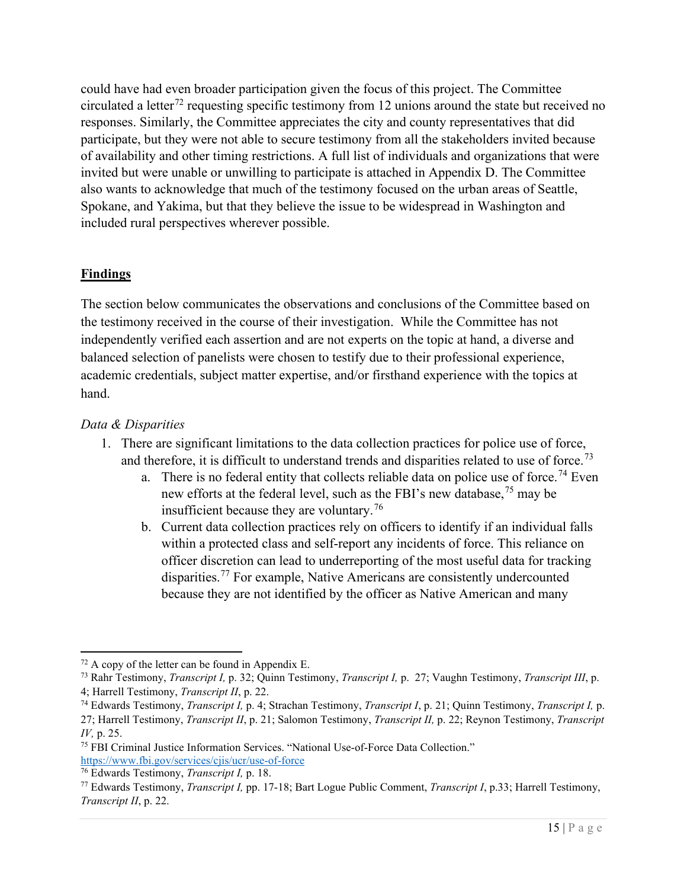could have had even broader participation given the focus of this project. The Committee circulated a letter[72] requesting specific testimony from 12 unions around the state but received no responses. Similarly, the Committee appreciates the city and county representatives that did participate, but they were not able to secure testimony from all the stakeholders invited because of availability and other timing restrictions. A full list of individuals and organizations that were invited but were unable or unwilling to participate is attached in Appendix D. The Committee also wants to acknowledge that much of the testimony focused on the urban areas of Seattle, Spokane, and Yakima, but that they believe the issue to be widespread in Washington and included rural perspectives wherever possible.

## **Findings**

The section below communicates the observations and conclusions of the Committee based on the testimony received in the course of their investigation. While the Committee has not independently verified each assertion and are not experts on the topic at hand, a diverse and balanced selection of panelists were chosen to testify due to their professional experience, academic credentials, subject matter expertise, and/or firsthand experience with the topics at hand.

### *Data & Disparities*

1. There are significant limitations to the data collection practices for police use of force, and therefore, it is difficult to understand trends and disparities related to use of force.[73]
    a. There is no federal entity that collects reliable data on police use of force.[74] Even new efforts at the federal level, such as the FBI's new database,[75] may be insufficient because they are voluntary.[76]
    b. Current data collection practices rely on officers to identify if an individual falls within a protected class and self-report any incidents of force. This reliance on officer discretion can lead to underreporting of the most useful data for tracking disparities.[77] For example, Native Americans are consistently undercounted because they are not identified by the officer as Native American and many

---

[72] A copy of the letter can be found in Appendix E.

[73] Rahr Testimony, *Transcript I,* p. 32; Quinn Testimony, *Transcript I,* p. 27; Vaughn Testimony, *Transcript III*, p. 4; Harrell Testimony, *Transcript II*, p. 22.

[74] Edwards Testimony, *Transcript I,* p. 4; Strachan Testimony, *Transcript I*, p. 21; Quinn Testimony, *Transcript I,* p. 27; Harrell Testimony, *Transcript II*, p. 21; Salomon Testimony, *Transcript II,* p. 22; Reynon Testimony, *Transcript IV,* p. 25.

[75] FBI Criminal Justice Information Services. "National Use-of-Force Data Collection." https://www.fbi.gov/services/cjis/ucr/use-of-force

[76] Edwards Testimony, *Transcript I,* p. 18.

[77] Edwards Testimony, *Transcript I,* pp. 17-18; Bart Logue Public Comment, *Transcript I*, p.33; Harrell Testimony, *Transcript II*, p. 22.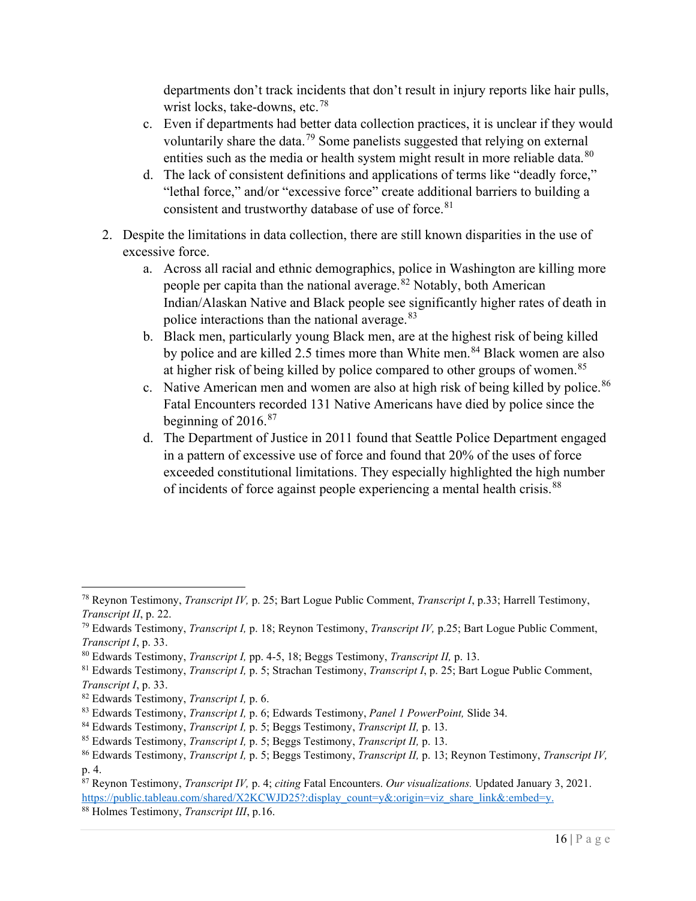departments don't track incidents that don't result in injury reports like hair pulls, wrist locks, take-downs, etc.[78]

   c. Even if departments had better data collection practices, it is unclear if they would voluntarily share the data.[79] Some panelists suggested that relying on external entities such as the media or health system might result in more reliable data.[80]
   d. The lack of consistent definitions and applications of terms like "deadly force," "lethal force," and/or "excessive force" create additional barriers to building a consistent and trustworthy database of use of force.[81]

2. Despite the limitations in data collection, there are still known disparities in the use of excessive force.
   a. Across all racial and ethnic demographics, police in Washington are killing more people per capita than the national average.[82] Notably, both American Indian/Alaskan Native and Black people see significantly higher rates of death in police interactions than the national average.[83]
   b. Black men, particularly young Black men, are at the highest risk of being killed by police and are killed 2.5 times more than White men.[84] Black women are also at higher risk of being killed by police compared to other groups of women.[85]
   c. Native American men and women are also at high risk of being killed by police.[86] Fatal Encounters recorded 131 Native Americans have died by police since the beginning of 2016.[87]
   d. The Department of Justice in 2011 found that Seattle Police Department engaged in a pattern of excessive use of force and found that 20% of the uses of force exceeded constitutional limitations. They especially highlighted the high number of incidents of force against people experiencing a mental health crisis.[88]

---

[78] Reynon Testimony, *Transcript IV,* p. 25; Bart Logue Public Comment, *Transcript I*, p.33; Harrell Testimony, *Transcript II*, p. 22.

[79] Edwards Testimony, *Transcript I,* p. 18; Reynon Testimony, *Transcript IV,* p.25; Bart Logue Public Comment, *Transcript I*, p. 33.

[80] Edwards Testimony, *Transcript I,* pp. 4-5, 18; Beggs Testimony, *Transcript II,* p. 13.

[81] Edwards Testimony, *Transcript I,* p. 5; Strachan Testimony, *Transcript I*, p. 25; Bart Logue Public Comment, *Transcript I*, p. 33.

[82] Edwards Testimony, *Transcript I,* p. 6.

[83] Edwards Testimony, *Transcript I,* p. 6; Edwards Testimony, *Panel 1 PowerPoint,* Slide 34.

[84] Edwards Testimony, *Transcript I,* p. 5; Beggs Testimony, *Transcript II,* p. 13.

[85] Edwards Testimony, *Transcript I,* p. 5; Beggs Testimony, *Transcript II,* p. 13.

[86] Edwards Testimony, *Transcript I,* p. 5; Beggs Testimony, *Transcript II,* p. 13; Reynon Testimony, *Transcript IV,* p. 4.

[87] Reynon Testimony, *Transcript IV,* p. 4; *citing* Fatal Encounters. *Our visualizations.* Updated January 3, 2021. https://public.tableau.com/shared/X2KCWJD25?:display_count=y&:origin=viz_share_link&:embed=y.

[88] Holmes Testimony, *Transcript III*, p.16.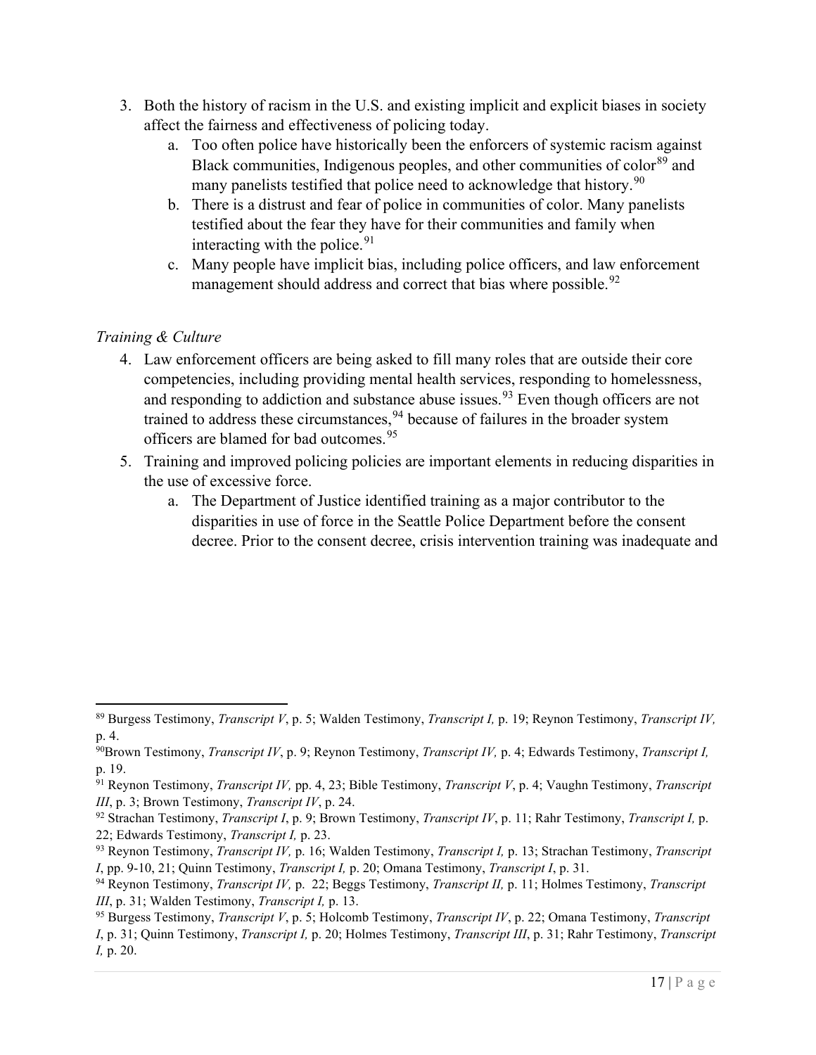3. Both the history of racism in the U.S. and existing implicit and explicit biases in society affect the fairness and effectiveness of policing today.
    a. Too often police have historically been the enforcers of systemic racism against Black communities, Indigenous peoples, and other communities of color[89] and many panelists testified that police need to acknowledge that history.[90]
    b. There is a distrust and fear of police in communities of color. Many panelists testified about the fear they have for their communities and family when interacting with the police.[91]
    c. Many people have implicit bias, including police officers, and law enforcement management should address and correct that bias where possible.[92]

*Training & Culture*

4. Law enforcement officers are being asked to fill many roles that are outside their core competencies, including providing mental health services, responding to homelessness, and responding to addiction and substance abuse issues.[93] Even though officers are not trained to address these circumstances,[94] because of failures in the broader system officers are blamed for bad outcomes.[95]
5. Training and improved policing policies are important elements in reducing disparities in the use of excessive force.
    a. The Department of Justice identified training as a major contributor to the disparities in use of force in the Seattle Police Department before the consent decree. Prior to the consent decree, crisis intervention training was inadequate and

---

[89] Burgess Testimony, *Transcript V*, p. 5; Walden Testimony, *Transcript I,* p. 19; Reynon Testimony, *Transcript IV,* p. 4.

[90] Brown Testimony, *Transcript IV*, p. 9; Reynon Testimony, *Transcript IV,* p. 4; Edwards Testimony, *Transcript I,* p. 19.

[91] Reynon Testimony, *Transcript IV,* pp. 4, 23; Bible Testimony, *Transcript V*, p. 4; Vaughn Testimony, *Transcript III*, p. 3; Brown Testimony, *Transcript IV*, p. 24.

[92] Strachan Testimony, *Transcript I*, p. 9; Brown Testimony, *Transcript IV*, p. 11; Rahr Testimony, *Transcript I,* p. 22; Edwards Testimony, *Transcript I,* p. 23.

[93] Reynon Testimony, *Transcript IV,* p. 16; Walden Testimony, *Transcript I,* p. 13; Strachan Testimony, *Transcript I*, pp. 9-10, 21; Quinn Testimony, *Transcript I,* p. 20; Omana Testimony, *Transcript I*, p. 31.

[94] Reynon Testimony, *Transcript IV,* p. 22; Beggs Testimony, *Transcript II,* p. 11; Holmes Testimony, *Transcript III*, p. 31; Walden Testimony, *Transcript I,* p. 13.

[95] Burgess Testimony, *Transcript V*, p. 5; Holcomb Testimony, *Transcript IV*, p. 22; Omana Testimony, *Transcript I*, p. 31; Quinn Testimony, *Transcript I,* p. 20; Holmes Testimony, *Transcript III*, p. 31; Rahr Testimony, *Transcript I,* p. 20.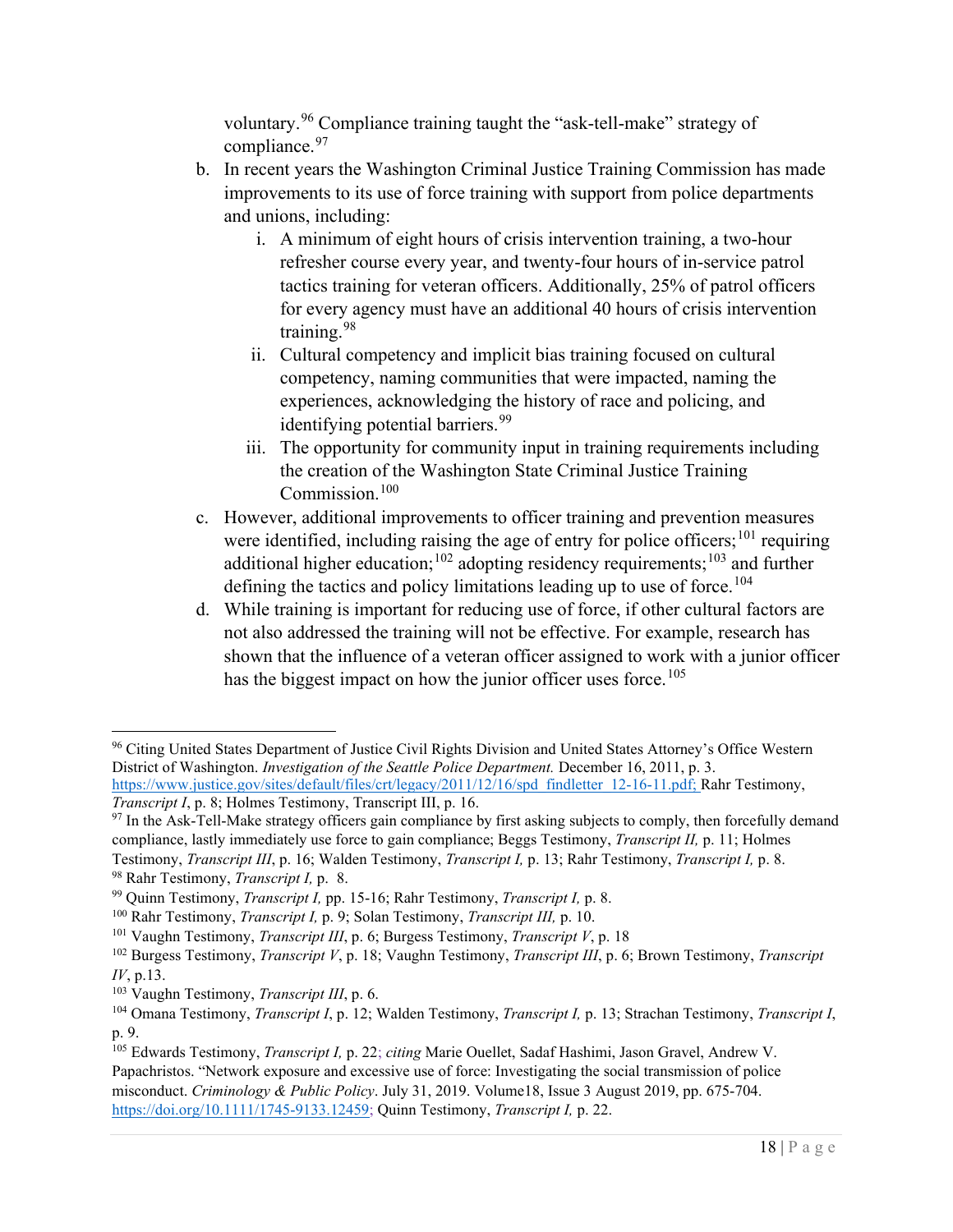voluntary.[96] Compliance training taught the "ask-tell-make" strategy of compliance.[97]

b. In recent years the Washington Criminal Justice Training Commission has made improvements to its use of force training with support from police departments and unions, including:
   i. A minimum of eight hours of crisis intervention training, a two-hour refresher course every year, and twenty-four hours of in-service patrol tactics training for veteran officers. Additionally, 25% of patrol officers for every agency must have an additional 40 hours of crisis intervention training.[98]
   ii. Cultural competency and implicit bias training focused on cultural competency, naming communities that were impacted, naming the experiences, acknowledging the history of race and policing, and identifying potential barriers.[99]
   iii. The opportunity for community input in training requirements including the creation of the Washington State Criminal Justice Training Commission.[100]

c. However, additional improvements to officer training and prevention measures were identified, including raising the age of entry for police officers;[101] requiring additional higher education;[102] adopting residency requirements;[103] and further defining the tactics and policy limitations leading up to use of force.[104]

d. While training is important for reducing use of force, if other cultural factors are not also addressed the training will not be effective. For example, research has shown that the influence of a veteran officer assigned to work with a junior officer has the biggest impact on how the junior officer uses force.[105]

---

[96] Citing United States Department of Justice Civil Rights Division and United States Attorney's Office Western District of Washington. *Investigation of the Seattle Police Department.* December 16, 2011, p. 3. https://www.justice.gov/sites/default/files/crt/legacy/2011/12/16/spd_findletter_12-16-11.pdf; Rahr Testimony, *Transcript I*, p. 8; Holmes Testimony, Transcript III, p. 16.

[97] In the Ask-Tell-Make strategy officers gain compliance by first asking subjects to comply, then forcefully demand compliance, lastly immediately use force to gain compliance; Beggs Testimony, *Transcript II,* p. 11; Holmes Testimony, *Transcript III*, p. 16; Walden Testimony, *Transcript I,* p. 13; Rahr Testimony, *Transcript I,* p. 8.

[98] Rahr Testimony, *Transcript I,* p. 8.

[99] Quinn Testimony, *Transcript I,* pp. 15-16; Rahr Testimony, *Transcript I,* p. 8.

[100] Rahr Testimony, *Transcript I,* p. 9; Solan Testimony, *Transcript III,* p. 10.

[101] Vaughn Testimony, *Transcript III*, p. 6; Burgess Testimony, *Transcript V*, p. 18

[102] Burgess Testimony, *Transcript V*, p. 18; Vaughn Testimony, *Transcript III*, p. 6; Brown Testimony, *Transcript IV*, p.13.

[103] Vaughn Testimony, *Transcript III*, p. 6.

[104] Omana Testimony, *Transcript I*, p. 12; Walden Testimony, *Transcript I,* p. 13; Strachan Testimony, *Transcript I*, p. 9.

[105] Edwards Testimony, *Transcript I,* p. 22; *citing* Marie Ouellet, Sadaf Hashimi, Jason Gravel, Andrew V. Papachristos. "Network exposure and excessive use of force: Investigating the social transmission of police misconduct. *Criminology & Public Policy*. July 31, 2019. Volume18, Issue 3 August 2019, pp. 675-704. https://doi.org/10.1111/1745-9133.12459; Quinn Testimony, *Transcript I,* p. 22.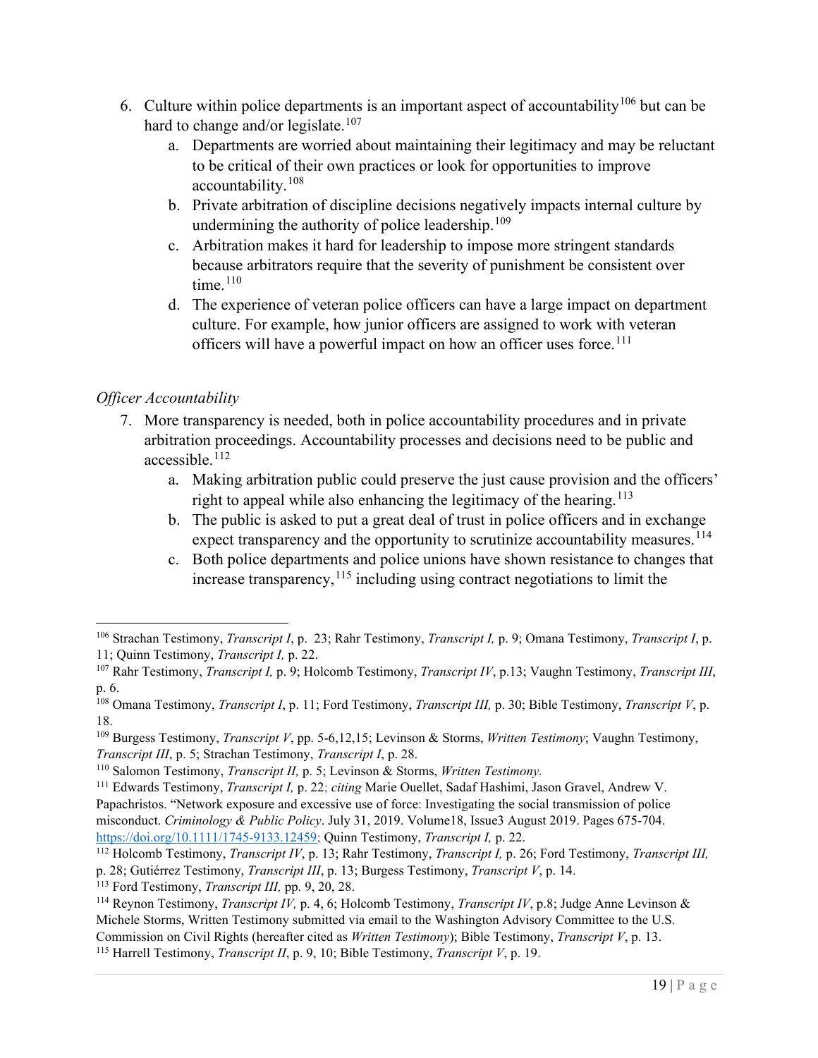6. Culture within police departments is an important aspect of accountability[106] but can be hard to change and/or legislate.[107]
    a. Departments are worried about maintaining their legitimacy and may be reluctant to be critical of their own practices or look for opportunities to improve accountability.[108]
    b. Private arbitration of discipline decisions negatively impacts internal culture by undermining the authority of police leadership.[109]
    c. Arbitration makes it hard for leadership to impose more stringent standards because arbitrators require that the severity of punishment be consistent over time.[110]
    d. The experience of veteran police officers can have a large impact on department culture. For example, how junior officers are assigned to work with veteran officers will have a powerful impact on how an officer uses force.[111]

*Officer Accountability*

7. More transparency is needed, both in police accountability procedures and in private arbitration proceedings. Accountability processes and decisions need to be public and accessible.[112]
    a. Making arbitration public could preserve the just cause provision and the officers' right to appeal while also enhancing the legitimacy of the hearing.[113]
    b. The public is asked to put a great deal of trust in police officers and in exchange expect transparency and the opportunity to scrutinize accountability measures.[114]
    c. Both police departments and police unions have shown resistance to changes that increase transparency,[115] including using contract negotiations to limit the

---

[106] Strachan Testimony, *Transcript I*, p. 23; Rahr Testimony, *Transcript I,* p. 9; Omana Testimony, *Transcript I*, p. 11; Quinn Testimony, *Transcript I,* p. 22.

[107] Rahr Testimony, *Transcript I,* p. 9; Holcomb Testimony, *Transcript IV*, p.13; Vaughn Testimony, *Transcript III*, p. 6.

[108] Omana Testimony, *Transcript I*, p. 11; Ford Testimony, *Transcript III,* p. 30; Bible Testimony, *Transcript V*, p. 18.

[109] Burgess Testimony, *Transcript V*, pp. 5-6,12,15; Levinson & Storms, *Written Testimony*; Vaughn Testimony, *Transcript III*, p. 5; Strachan Testimony, *Transcript I*, p. 28.

[110] Salomon Testimony, *Transcript II,* p. 5; Levinson & Storms, *Written Testimony.*

[111] Edwards Testimony, *Transcript I,* p. 22; *citing* Marie Ouellet, Sadaf Hashimi, Jason Gravel, Andrew V. Papachristos. "Network exposure and excessive use of force: Investigating the social transmission of police misconduct. *Criminology & Public Policy*. July 31, 2019. Volume18, Issue3 August 2019. Pages 675-704. https://doi.org/10.1111/1745-9133.12459; Quinn Testimony, *Transcript I,* p. 22.

[112] Holcomb Testimony, *Transcript IV*, p. 13; Rahr Testimony, *Transcript I,* p. 26; Ford Testimony, *Transcript III,* p. 28; Gutiérrez Testimony, *Transcript III*, p. 13; Burgess Testimony, *Transcript V*, p. 14.

[113] Ford Testimony, *Transcript III,* pp. 9, 20, 28.

[114] Reynon Testimony, *Transcript IV,* p. 4, 6; Holcomb Testimony, *Transcript IV*, p.8; Judge Anne Levinson & Michele Storms, Written Testimony submitted via email to the Washington Advisory Committee to the U.S. Commission on Civil Rights (hereafter cited as *Written Testimony*); Bible Testimony, *Transcript V*, p. 13.

[115] Harrell Testimony, *Transcript II*, p. 9, 10; Bible Testimony, *Transcript V*, p. 19.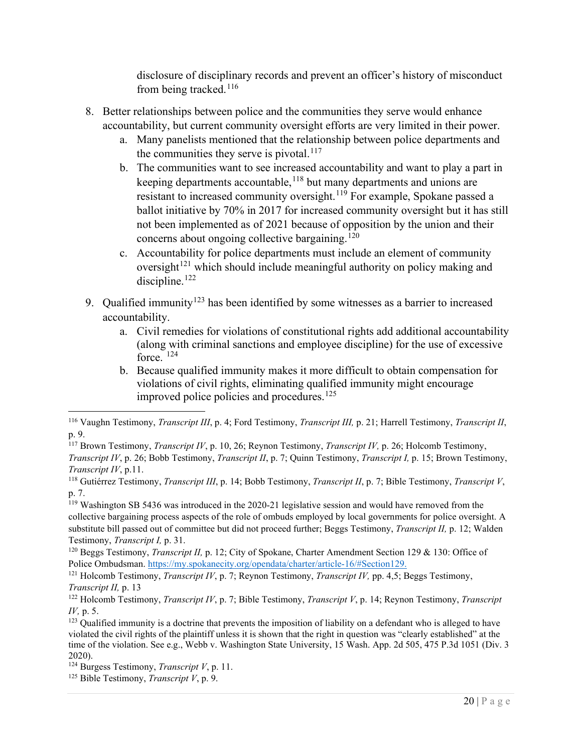disclosure of disciplinary records and prevent an officer's history of misconduct from being tracked.[116]

8. Better relationships between police and the communities they serve would enhance accountability, but current community oversight efforts are very limited in their power.
    a. Many panelists mentioned that the relationship between police departments and the communities they serve is pivotal.[117]
    b. The communities want to see increased accountability and want to play a part in keeping departments accountable,[118] but many departments and unions are resistant to increased community oversight.[119] For example, Spokane passed a ballot initiative by 70% in 2017 for increased community oversight but it has still not been implemented as of 2021 because of opposition by the union and their concerns about ongoing collective bargaining.[120]
    c. Accountability for police departments must include an element of community oversight[121] which should include meaningful authority on policy making and discipline.[122]

9. Qualified immunity[123] has been identified by some witnesses as a barrier to increased accountability.
    a. Civil remedies for violations of constitutional rights add additional accountability (along with criminal sanctions and employee discipline) for the use of excessive force. [124]
    b. Because qualified immunity makes it more difficult to obtain compensation for violations of civil rights, eliminating qualified immunity might encourage improved police policies and procedures.[125]

---

[116] Vaughn Testimony, *Transcript III*, p. 4; Ford Testimony, *Transcript III,* p. 21; Harrell Testimony, *Transcript II*, p. 9.

[117] Brown Testimony, *Transcript IV*, p. 10, 26; Reynon Testimony, *Transcript IV,* p. 26; Holcomb Testimony, *Transcript IV*, p. 26; Bobb Testimony, *Transcript II*, p. 7; Quinn Testimony, *Transcript I,* p. 15; Brown Testimony, *Transcript IV*, p.11.

[118] Gutiérrez Testimony, *Transcript III*, p. 14; Bobb Testimony, *Transcript II*, p. 7; Bible Testimony, *Transcript V*, p. 7.

[119] Washington SB 5436 was introduced in the 2020-21 legislative session and would have removed from the collective bargaining process aspects of the role of ombuds employed by local governments for police oversight. A substitute bill passed out of committee but did not proceed further; Beggs Testimony, *Transcript II,* p. 12; Walden Testimony, *Transcript I,* p. 31.

[120] Beggs Testimony, *Transcript II,* p. 12; City of Spokane, Charter Amendment Section 129 & 130: Office of Police Ombudsman. https://my.spokanecity.org/opendata/charter/article-16/#Section129.

[121] Holcomb Testimony, *Transcript IV*, p. 7; Reynon Testimony, *Transcript IV,* pp. 4,5; Beggs Testimony, *Transcript II,* p. 13

[122] Holcomb Testimony, *Transcript IV*, p. 7; Bible Testimony, *Transcript V*, p. 14; Reynon Testimony, *Transcript IV,* p. 5.

[123] Qualified immunity is a doctrine that prevents the imposition of liability on a defendant who is alleged to have violated the civil rights of the plaintiff unless it is shown that the right in question was "clearly established" at the time of the violation. See e.g., Webb v. Washington State University, 15 Wash. App. 2d 505, 475 P.3d 1051 (Div. 3 2020).

[124] Burgess Testimony, *Transcript V*, p. 11.

[125] Bible Testimony, *Transcript V*, p. 9.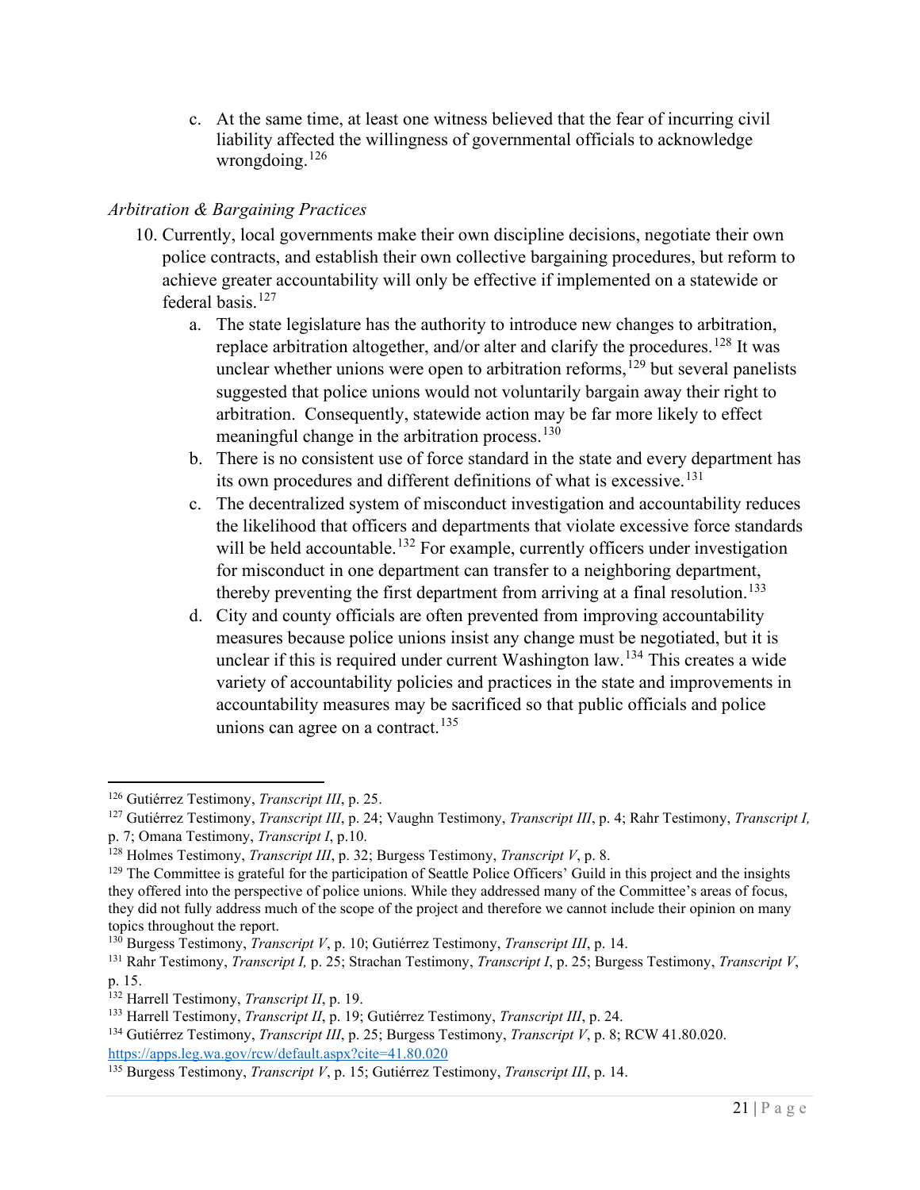c. At the same time, at least one witness believed that the fear of incurring civil liability affected the willingness of governmental officials to acknowledge wrongdoing.[126]

*Arbitration & Bargaining Practices*

10. Currently, local governments make their own discipline decisions, negotiate their own police contracts, and establish their own collective bargaining procedures, but reform to achieve greater accountability will only be effective if implemented on a statewide or federal basis.[127]
    a. The state legislature has the authority to introduce new changes to arbitration, replace arbitration altogether, and/or alter and clarify the procedures.[128] It was unclear whether unions were open to arbitration reforms,[129] but several panelists suggested that police unions would not voluntarily bargain away their right to arbitration. Consequently, statewide action may be far more likely to effect meaningful change in the arbitration process.[130]
    b. There is no consistent use of force standard in the state and every department has its own procedures and different definitions of what is excessive.[131]
    c. The decentralized system of misconduct investigation and accountability reduces the likelihood that officers and departments that violate excessive force standards will be held accountable.[132] For example, currently officers under investigation for misconduct in one department can transfer to a neighboring department, thereby preventing the first department from arriving at a final resolution.[133]
    d. City and county officials are often prevented from improving accountability measures because police unions insist any change must be negotiated, but it is unclear if this is required under current Washington law.[134] This creates a wide variety of accountability policies and practices in the state and improvements in accountability measures may be sacrificed so that public officials and police unions can agree on a contract.[135]

---

[126] Gutiérrez Testimony, *Transcript III*, p. 25.

[127] Gutiérrez Testimony, *Transcript III*, p. 24; Vaughn Testimony, *Transcript III*, p. 4; Rahr Testimony, *Transcript I,* p. 7; Omana Testimony, *Transcript I*, p.10.

[128] Holmes Testimony, *Transcript III*, p. 32; Burgess Testimony, *Transcript V*, p. 8.

[129] The Committee is grateful for the participation of Seattle Police Officers' Guild in this project and the insights they offered into the perspective of police unions. While they addressed many of the Committee's areas of focus, they did not fully address much of the scope of the project and therefore we cannot include their opinion on many topics throughout the report.

[130] Burgess Testimony, *Transcript V*, p. 10; Gutiérrez Testimony, *Transcript III*, p. 14.

[131] Rahr Testimony, *Transcript I,* p. 25; Strachan Testimony, *Transcript I*, p. 25; Burgess Testimony, *Transcript V*, p. 15.

[132] Harrell Testimony, *Transcript II*, p. 19.

[133] Harrell Testimony, *Transcript II*, p. 19; Gutiérrez Testimony, *Transcript III*, p. 24.

[134] Gutiérrez Testimony, *Transcript III*, p. 25; Burgess Testimony, *Transcript V*, p. 8; RCW 41.80.020. https://apps.leg.wa.gov/rcw/default.aspx?cite=41.80.020

[135] Burgess Testimony, *Transcript V*, p. 15; Gutiérrez Testimony, *Transcript III*, p. 14.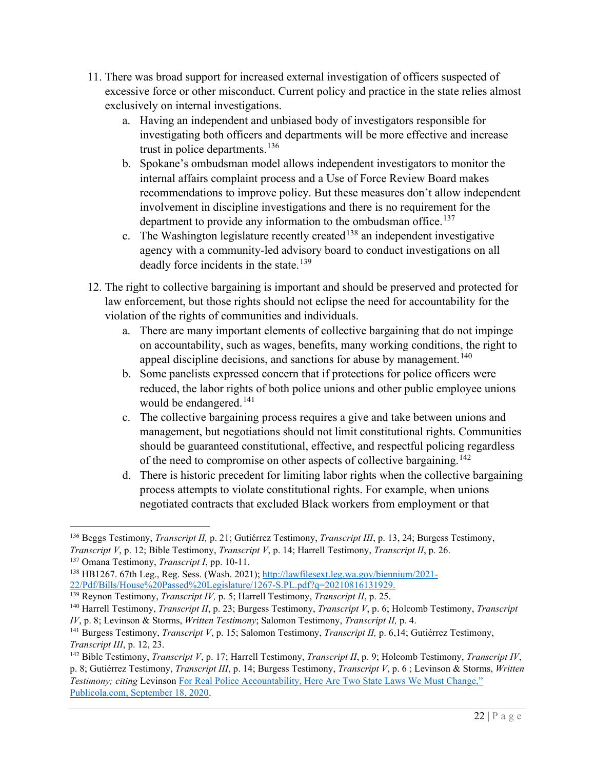11. There was broad support for increased external investigation of officers suspected of excessive force or other misconduct. Current policy and practice in the state relies almost exclusively on internal investigations.
    a. Having an independent and unbiased body of investigators responsible for investigating both officers and departments will be more effective and increase trust in police departments.[136]
    b. Spokane's ombudsman model allows independent investigators to monitor the internal affairs complaint process and a Use of Force Review Board makes recommendations to improve policy. But these measures don't allow independent involvement in discipline investigations and there is no requirement for the department to provide any information to the ombudsman office.[137]
    c. The Washington legislature recently created[138] an independent investigative agency with a community-led advisory board to conduct investigations on all deadly force incidents in the state.[139]

12. The right to collective bargaining is important and should be preserved and protected for law enforcement, but those rights should not eclipse the need for accountability for the violation of the rights of communities and individuals.
    a. There are many important elements of collective bargaining that do not impinge on accountability, such as wages, benefits, many working conditions, the right to appeal discipline decisions, and sanctions for abuse by management.[140]
    b. Some panelists expressed concern that if protections for police officers were reduced, the labor rights of both police unions and other public employee unions would be endangered.[141]
    c. The collective bargaining process requires a give and take between unions and management, but negotiations should not limit constitutional rights. Communities should be guaranteed constitutional, effective, and respectful policing regardless of the need to compromise on other aspects of collective bargaining.[142]
    d. There is historic precedent for limiting labor rights when the collective bargaining process attempts to violate constitutional rights. For example, when unions negotiated contracts that excluded Black workers from employment or that

---

[136] Beggs Testimony, *Transcript II,* p. 21; Gutiérrez Testimony, *Transcript III*, p. 13, 24; Burgess Testimony, *Transcript V*, p. 12; Bible Testimony, *Transcript V*, p. 14; Harrell Testimony, *Transcript II*, p. 26.

[137] Omana Testimony, *Transcript I*, pp. 10-11.

[138] HB1267. 67th Leg., Reg. Sess. (Wash. 2021); [http://lawfilesext.leg.wa.gov/biennium/2021-22/Pdf/Bills/House%20Passed%20Legislature/1267-S.PL.pdf?q=20210816131929.](http://lawfilesext.leg.wa.gov/biennium/2021-22/Pdf/Bills/House%20Passed%20Legislature/1267-S.PL.pdf?q=20210816131929)

[139] Reynon Testimony, *Transcript IV,* p. 5; Harrell Testimony, *Transcript II*, p. 25.

[140] Harrell Testimony, *Transcript II*, p. 23; Burgess Testimony, *Transcript V*, p. 6; Holcomb Testimony, *Transcript IV*, p. 8; Levinson & Storms, *Written Testimony*; Salomon Testimony, *Transcript II,* p. 4.

[141] Burgess Testimony, *Transcript V*, p. 15; Salomon Testimony, *Transcript II,* p. 6,14; Gutiérrez Testimony, *Transcript III*, p. 12, 23.

[142] Bible Testimony, *Transcript V*, p. 17; Harrell Testimony, *Transcript II*, p. 9; Holcomb Testimony, *Transcript IV*, p. 8; Gutiérrez Testimony, *Transcript III*, p. 14; Burgess Testimony, *Transcript V*, p. 6 ; Levinson & Storms, *Written Testimony; citing* Levinson For Real Police Accountability, Here Are Two State Laws We Must Change," Publicola.com, September 18, 2020.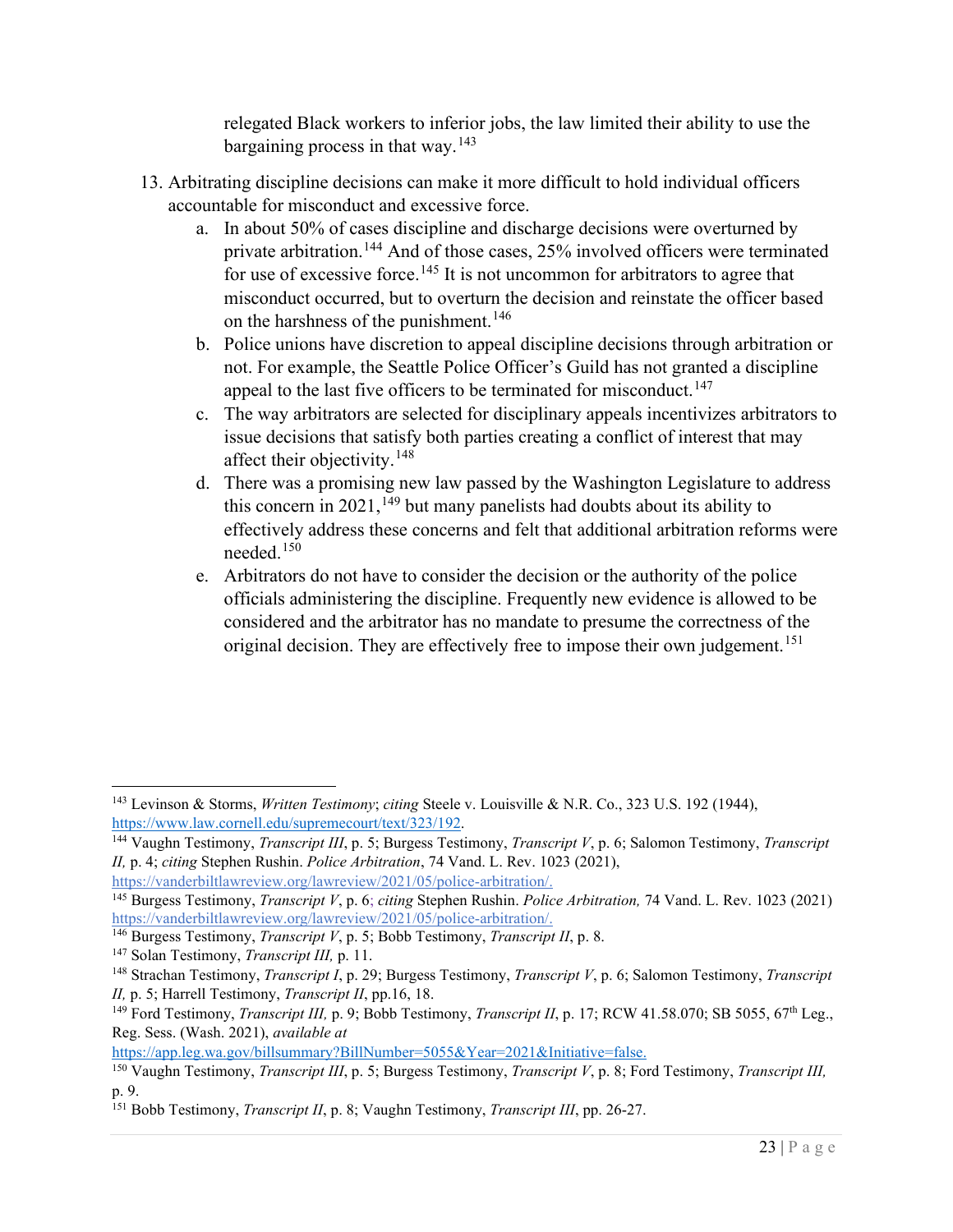relegated Black workers to inferior jobs, the law limited their ability to use the bargaining process in that way.[143]

13. Arbitrating discipline decisions can make it more difficult to hold individual officers accountable for misconduct and excessive force.
    a. In about 50% of cases discipline and discharge decisions were overturned by private arbitration.[144] And of those cases, 25% involved officers were terminated for use of excessive force.[145] It is not uncommon for arbitrators to agree that misconduct occurred, but to overturn the decision and reinstate the officer based on the harshness of the punishment.[146]
    b. Police unions have discretion to appeal discipline decisions through arbitration or not. For example, the Seattle Police Officer's Guild has not granted a discipline appeal to the last five officers to be terminated for misconduct.[147]
    c. The way arbitrators are selected for disciplinary appeals incentivizes arbitrators to issue decisions that satisfy both parties creating a conflict of interest that may affect their objectivity.[148]
    d. There was a promising new law passed by the Washington Legislature to address this concern in 2021,[149] but many panelists had doubts about its ability to effectively address these concerns and felt that additional arbitration reforms were needed.[150]
    e. Arbitrators do not have to consider the decision or the authority of the police officials administering the discipline. Frequently new evidence is allowed to be considered and the arbitrator has no mandate to presume the correctness of the original decision. They are effectively free to impose their own judgement.[151]

---

[143] Levinson & Storms, *Written Testimony*; *citing* Steele v. Louisville & N.R. Co., 323 U.S. 192 (1944), https://www.law.cornell.edu/supremecourt/text/323/192.

[144] Vaughn Testimony, *Transcript III*, p. 5; Burgess Testimony, *Transcript V*, p. 6; Salomon Testimony, *Transcript II,* p. 4; *citing* Stephen Rushin. *Police Arbitration*, 74 Vand. L. Rev. 1023 (2021), https://vanderbiltlawreview.org/lawreview/2021/05/police-arbitration/.

[145] Burgess Testimony, *Transcript V*, p. 6; *citing* Stephen Rushin. *Police Arbitration,* 74 Vand. L. Rev. 1023 (2021) https://vanderbiltlawreview.org/lawreview/2021/05/police-arbitration/.

[146] Burgess Testimony, *Transcript V*, p. 5; Bobb Testimony, *Transcript II*, p. 8.

[147] Solan Testimony, *Transcript III,* p. 11.

[148] Strachan Testimony, *Transcript I*, p. 29; Burgess Testimony, *Transcript V*, p. 6; Salomon Testimony, *Transcript II,* p. 5; Harrell Testimony, *Transcript II*, pp.16, 18.

[149] Ford Testimony, *Transcript III,* p. 9; Bobb Testimony, *Transcript II*, p. 17; RCW 41.58.070; SB 5055, 67th Leg., Reg. Sess. (Wash. 2021), *available at* https://app.leg.wa.gov/billsummary?BillNumber=5055&Year=2021&Initiative=false.

[150] Vaughn Testimony, *Transcript III*, p. 5; Burgess Testimony, *Transcript V*, p. 8; Ford Testimony, *Transcript III,* p. 9.

[151] Bobb Testimony, *Transcript II*, p. 8; Vaughn Testimony, *Transcript III*, pp. 26-27.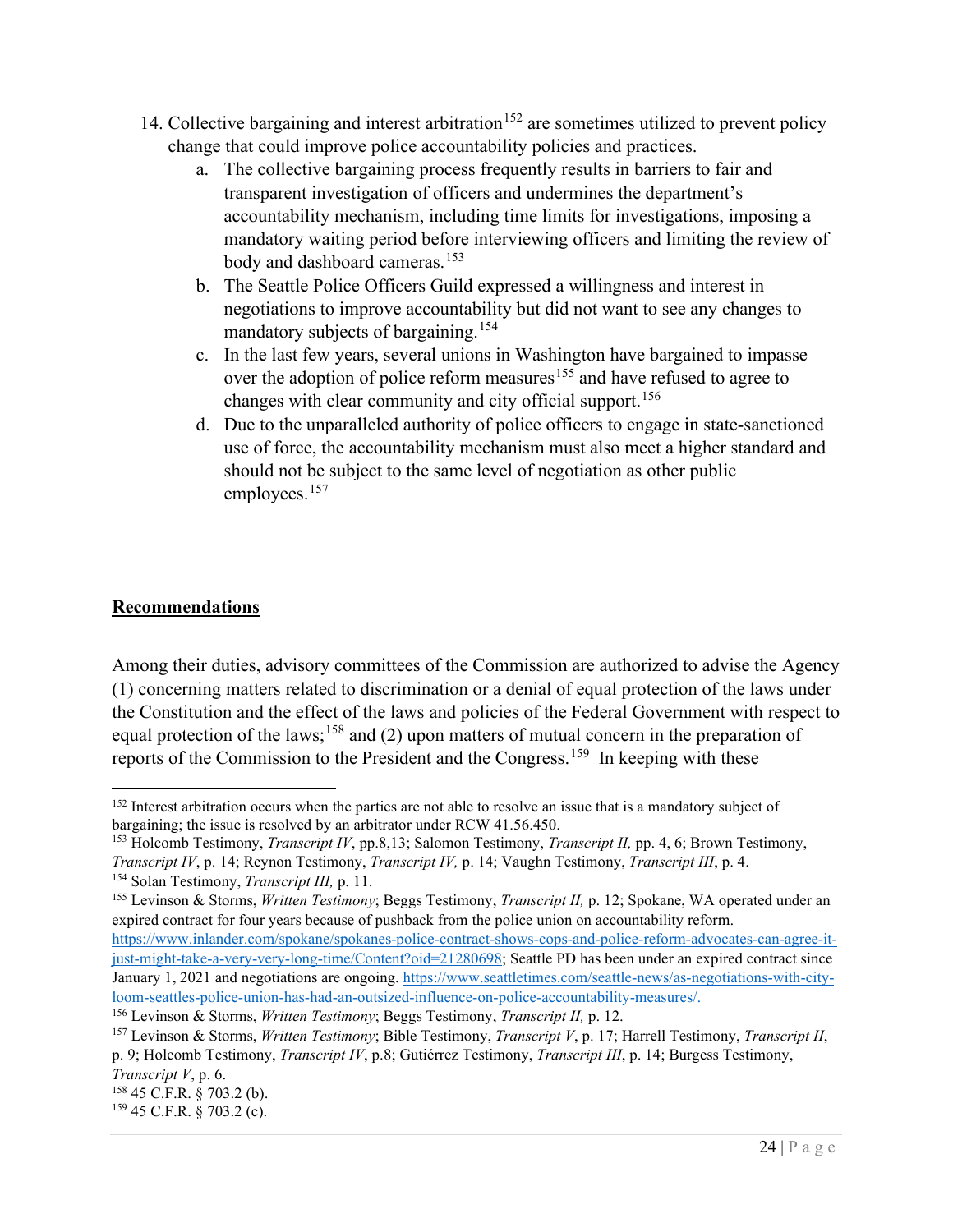14. Collective bargaining and interest arbitration[152] are sometimes utilized to prevent policy change that could improve police accountability policies and practices.
    a. The collective bargaining process frequently results in barriers to fair and transparent investigation of officers and undermines the department's accountability mechanism, including time limits for investigations, imposing a mandatory waiting period before interviewing officers and limiting the review of body and dashboard cameras.[153]
    b. The Seattle Police Officers Guild expressed a willingness and interest in negotiations to improve accountability but did not want to see any changes to mandatory subjects of bargaining.[154]
    c. In the last few years, several unions in Washington have bargained to impasse over the adoption of police reform measures[155] and have refused to agree to changes with clear community and city official support.[156]
    d. Due to the unparalleled authority of police officers to engage in state-sanctioned use of force, the accountability mechanism must also meet a higher standard and should not be subject to the same level of negotiation as other public employees.[157]

## Recommendations

Among their duties, advisory committees of the Commission are authorized to advise the Agency (1) concerning matters related to discrimination or a denial of equal protection of the laws under the Constitution and the effect of the laws and policies of the Federal Government with respect to equal protection of the laws;[158] and (2) upon matters of mutual concern in the preparation of reports of the Commission to the President and the Congress.[159] In keeping with these

---

[152] Interest arbitration occurs when the parties are not able to resolve an issue that is a mandatory subject of bargaining; the issue is resolved by an arbitrator under RCW 41.56.450.

[153] Holcomb Testimony, *Transcript IV*, pp.8,13; Salomon Testimony, *Transcript II,* pp. 4, 6; Brown Testimony, *Transcript IV*, p. 14; Reynon Testimony, *Transcript IV,* p. 14; Vaughn Testimony, *Transcript III*, p. 4.

[154] Solan Testimony, *Transcript III,* p. 11.

[155] Levinson & Storms, *Written Testimony*; Beggs Testimony, *Transcript II,* p. 12; Spokane, WA operated under an expired contract for four years because of pushback from the police union on accountability reform. https://www.inlander.com/spokane/spokanes-police-contract-shows-cops-and-police-reform-advocates-can-agree-it-just-might-take-a-very-very-long-time/Content?oid=21280698; Seattle PD has been under an expired contract since January 1, 2021 and negotiations are ongoing. https://www.seattletimes.com/seattle-news/as-negotiations-with-city-loom-seattles-police-union-has-had-an-outsized-influence-on-police-accountability-measures/.

[156] Levinson & Storms, *Written Testimony*; Beggs Testimony, *Transcript II,* p. 12.

[157] Levinson & Storms, *Written Testimony*; Bible Testimony, *Transcript V*, p. 17; Harrell Testimony, *Transcript II*, p. 9; Holcomb Testimony, *Transcript IV*, p.8; Gutiérrez Testimony, *Transcript III*, p. 14; Burgess Testimony, *Transcript V*, p. 6.

[158] 45 C.F.R. § 703.2 (b).

[159] 45 C.F.R. § 703.2 (c).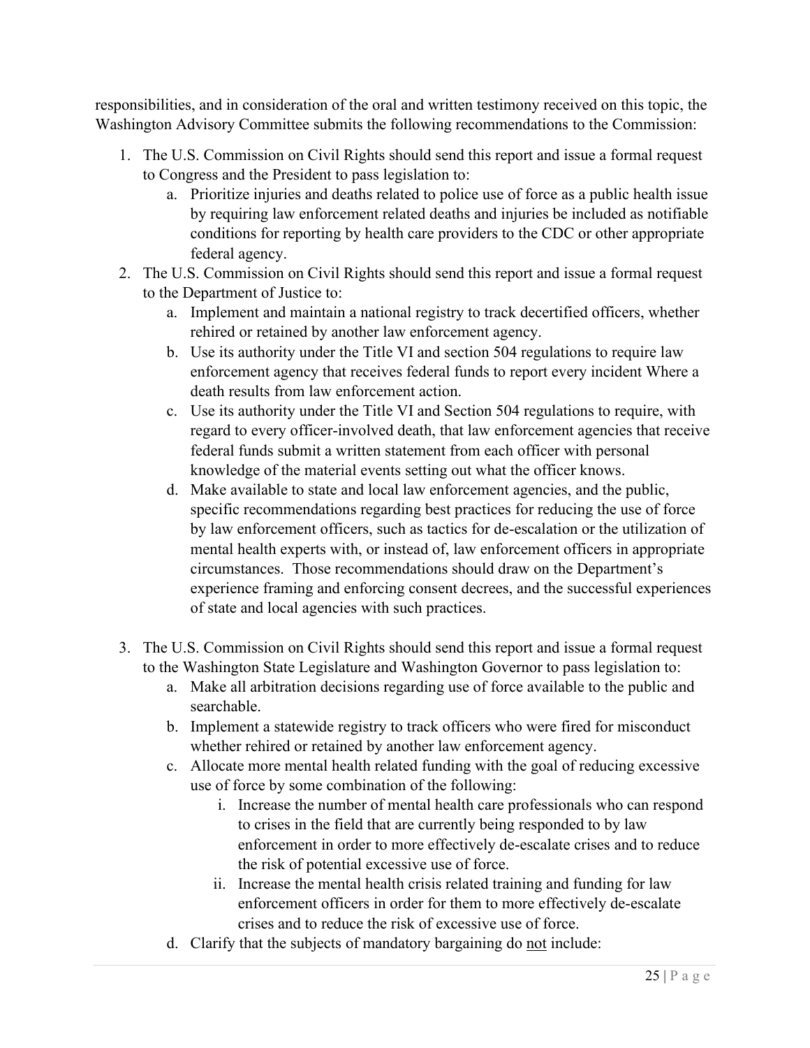responsibilities, and in consideration of the oral and written testimony received on this topic, the Washington Advisory Committee submits the following recommendations to the Commission:

1. The U.S. Commission on Civil Rights should send this report and issue a formal request to Congress and the President to pass legislation to:
    a. Prioritize injuries and deaths related to police use of force as a public health issue by requiring law enforcement related deaths and injuries be included as notifiable conditions for reporting by health care providers to the CDC or other appropriate federal agency.
2. The U.S. Commission on Civil Rights should send this report and issue a formal request to the Department of Justice to:
    a. Implement and maintain a national registry to track decertified officers, whether rehired or retained by another law enforcement agency.
    b. Use its authority under the Title VI and section 504 regulations to require law enforcement agency that receives federal funds to report every incident Where a death results from law enforcement action.
    c. Use its authority under the Title VI and Section 504 regulations to require, with regard to every officer-involved death, that law enforcement agencies that receive federal funds submit a written statement from each officer with personal knowledge of the material events setting out what the officer knows.
    d. Make available to state and local law enforcement agencies, and the public, specific recommendations regarding best practices for reducing the use of force by law enforcement officers, such as tactics for de-escalation or the utilization of mental health experts with, or instead of, law enforcement officers in appropriate circumstances. Those recommendations should draw on the Department's experience framing and enforcing consent decrees, and the successful experiences of state and local agencies with such practices.

3. The U.S. Commission on Civil Rights should send this report and issue a formal request to the Washington State Legislature and Washington Governor to pass legislation to:
    a. Make all arbitration decisions regarding use of force available to the public and searchable.
    b. Implement a statewide registry to track officers who were fired for misconduct whether rehired or retained by another law enforcement agency.
    c. Allocate more mental health related funding with the goal of reducing excessive use of force by some combination of the following:
        i. Increase the number of mental health care professionals who can respond to crises in the field that are currently being responded to by law enforcement in order to more effectively de-escalate crises and to reduce the risk of potential excessive use of force.
        ii. Increase the mental health crisis related training and funding for law enforcement officers in order for them to more effectively de-escalate crises and to reduce the risk of excessive use of force.
    d. Clarify that the subjects of mandatory bargaining do <u>not</u> include: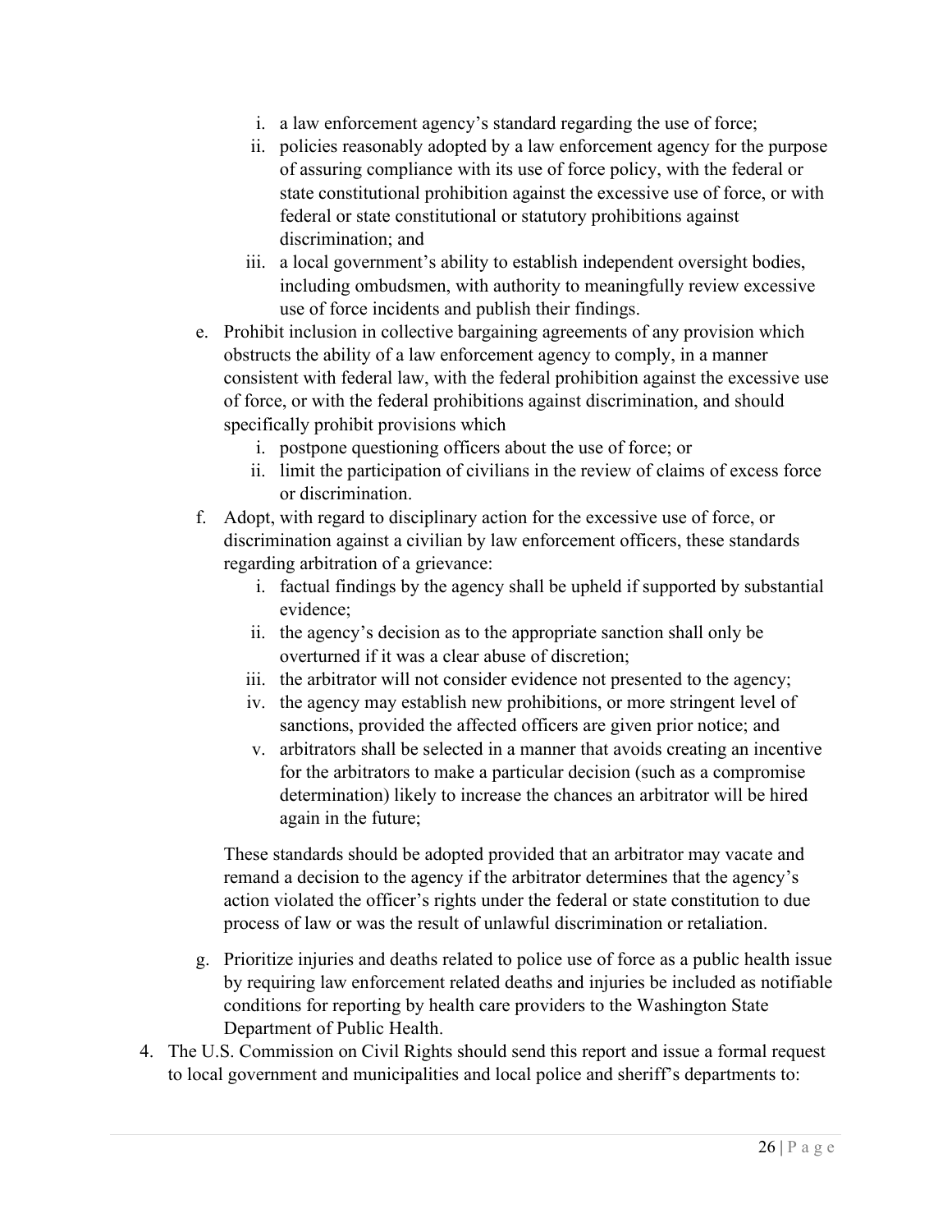i. a law enforcement agency's standard regarding the use of force;
   ii. policies reasonably adopted by a law enforcement agency for the purpose of assuring compliance with its use of force policy, with the federal or state constitutional prohibition against the excessive use of force, or with federal or state constitutional or statutory prohibitions against discrimination; and
   iii. a local government's ability to establish independent oversight bodies, including ombudsmen, with authority to meaningfully review excessive use of force incidents and publish their findings.

e. Prohibit inclusion in collective bargaining agreements of any provision which obstructs the ability of a law enforcement agency to comply, in a manner consistent with federal law, with the federal prohibition against the excessive use of force, or with the federal prohibitions against discrimination, and should specifically prohibit provisions which
   i. postpone questioning officers about the use of force; or
   ii. limit the participation of civilians in the review of claims of excess force or discrimination.

f. Adopt, with regard to disciplinary action for the excessive use of force, or discrimination against a civilian by law enforcement officers, these standards regarding arbitration of a grievance:
   i. factual findings by the agency shall be upheld if supported by substantial evidence;
   ii. the agency's decision as to the appropriate sanction shall only be overturned if it was a clear abuse of discretion;
   iii. the arbitrator will not consider evidence not presented to the agency;
   iv. the agency may establish new prohibitions, or more stringent level of sanctions, provided the affected officers are given prior notice; and
   v. arbitrators shall be selected in a manner that avoids creating an incentive for the arbitrators to make a particular decision (such as a compromise determination) likely to increase the chances an arbitrator will be hired again in the future;

   These standards should be adopted provided that an arbitrator may vacate and remand a decision to the agency if the arbitrator determines that the agency's action violated the officer's rights under the federal or state constitution to due process of law or was the result of unlawful discrimination or retaliation.

g. Prioritize injuries and deaths related to police use of force as a public health issue by requiring law enforcement related deaths and injuries be included as notifiable conditions for reporting by health care providers to the Washington State Department of Public Health.

4. The U.S. Commission on Civil Rights should send this report and issue a formal request to local government and municipalities and local police and sheriff's departments to: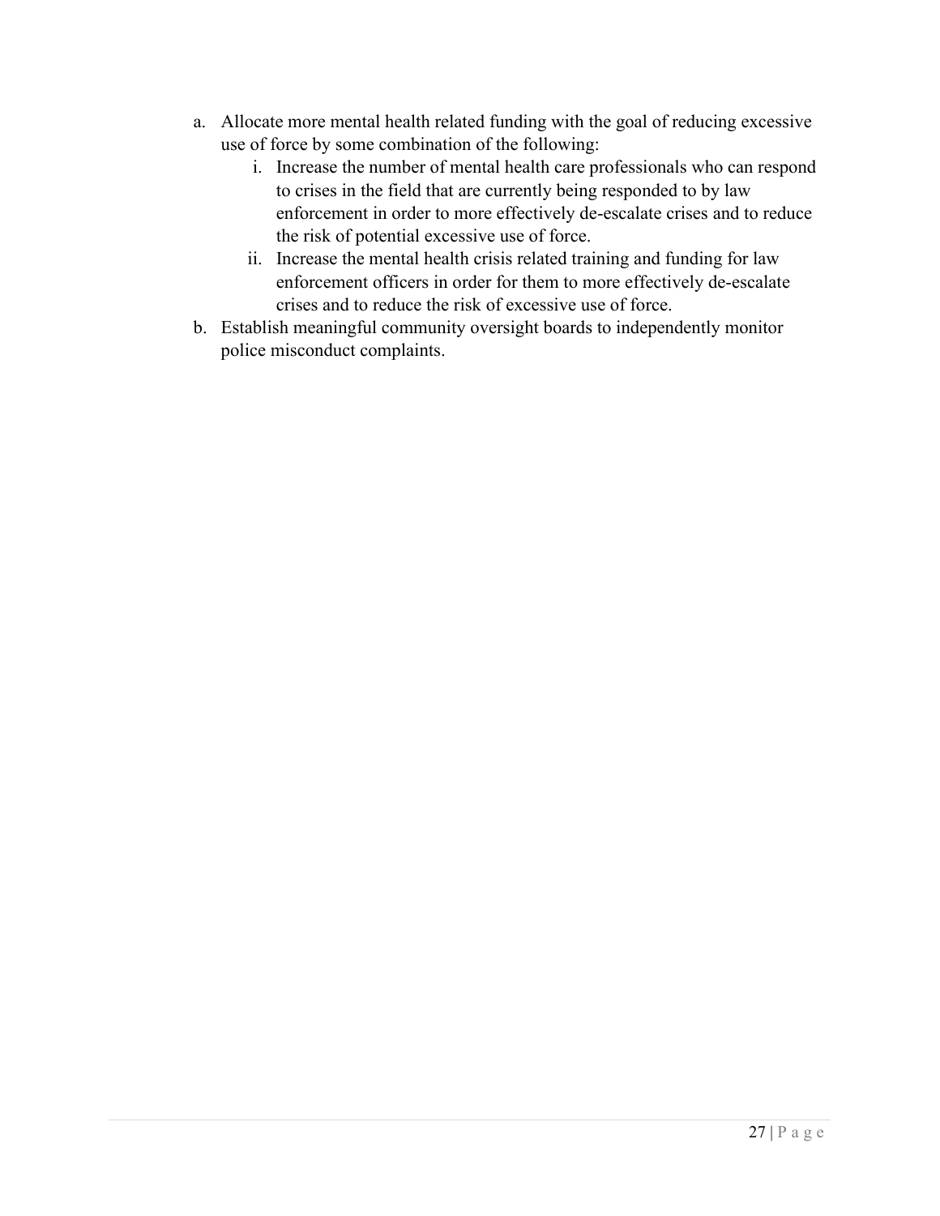a. Allocate more mental health related funding with the goal of reducing excessive use of force by some combination of the following:
    i. Increase the number of mental health care professionals who can respond to crises in the field that are currently being responded to by law enforcement in order to more effectively de-escalate crises and to reduce the risk of potential excessive use of force.
    ii. Increase the mental health crisis related training and funding for law enforcement officers in order for them to more effectively de-escalate crises and to reduce the risk of excessive use of force.
b. Establish meaningful community oversight boards to independently monitor police misconduct complaints.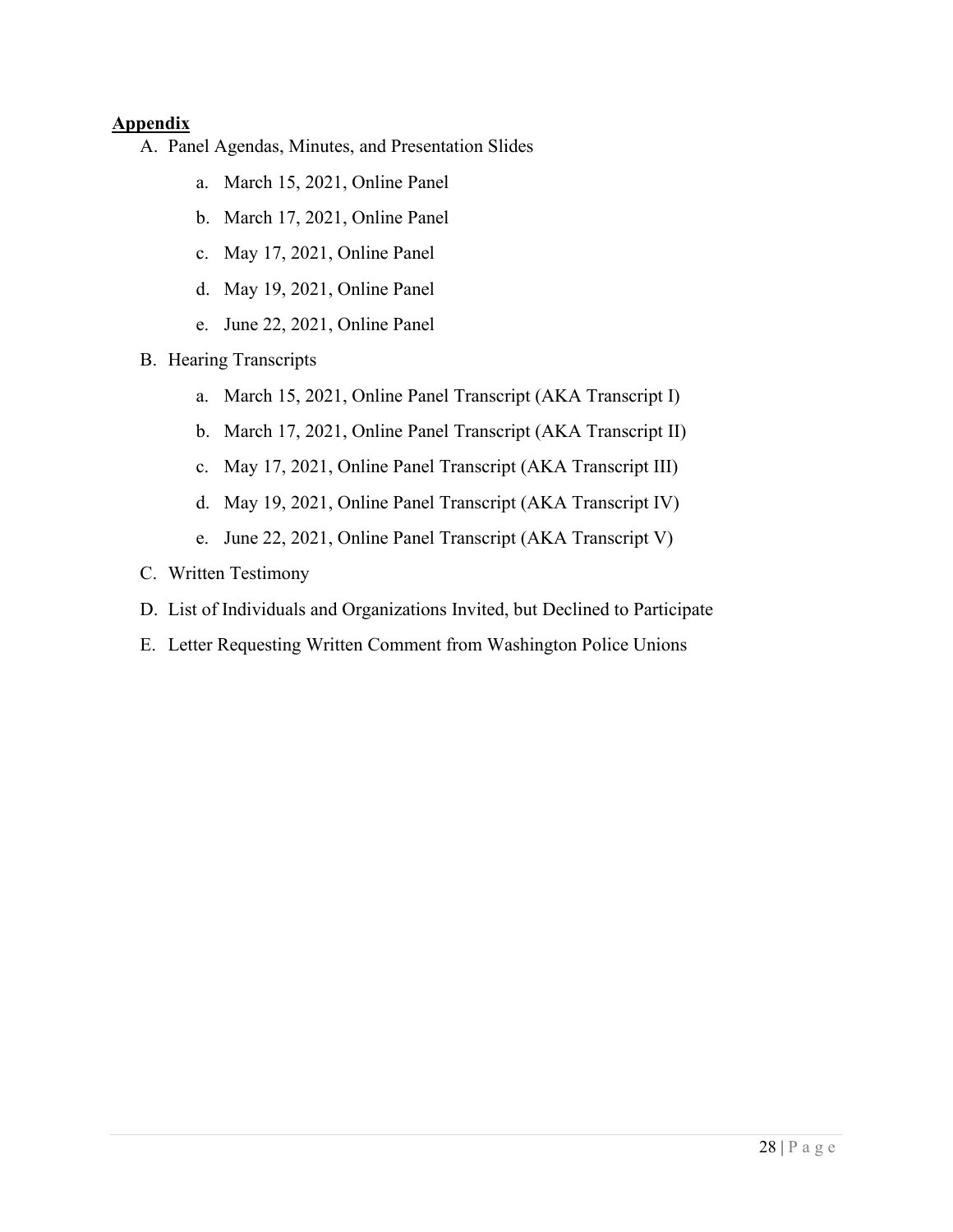## Appendix

A. Panel Agendas, Minutes, and Presentation Slides
    a. March 15, 2021, Online Panel
    b. March 17, 2021, Online Panel
    c. May 17, 2021, Online Panel
    d. May 19, 2021, Online Panel
    e. June 22, 2021, Online Panel

B. Hearing Transcripts
    a. March 15, 2021, Online Panel Transcript (AKA Transcript I)
    b. March 17, 2021, Online Panel Transcript (AKA Transcript II)
    c. May 17, 2021, Online Panel Transcript (AKA Transcript III)
    d. May 19, 2021, Online Panel Transcript (AKA Transcript IV)
    e. June 22, 2021, Online Panel Transcript (AKA Transcript V)

C. Written Testimony

D. List of Individuals and Organizations Invited, but Declined to Participate

E. Letter Requesting Written Comment from Washington Police Unions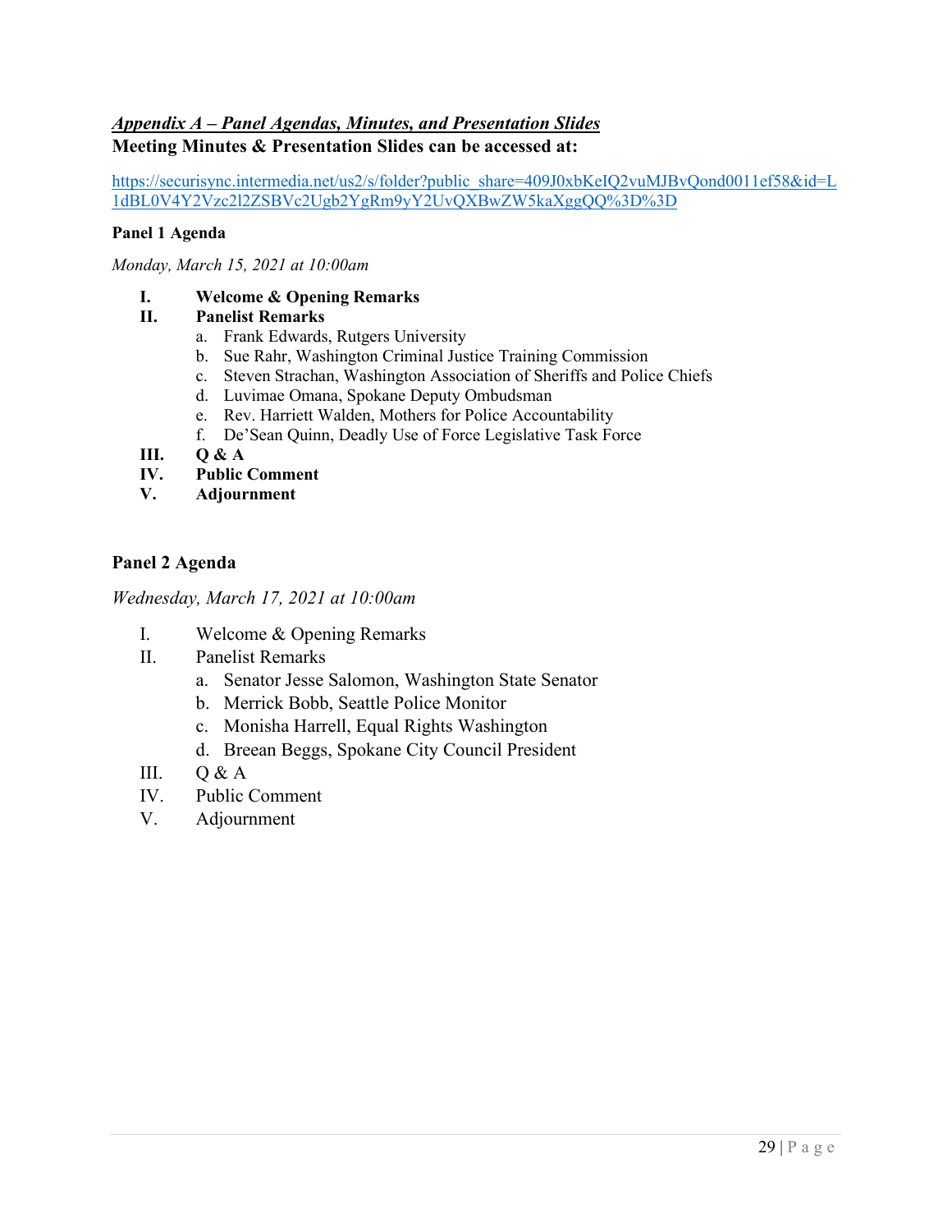## *Appendix A – Panel Agendas, Minutes, and Presentation Slides*

**Meeting Minutes & Presentation Slides can be accessed at:**

https://securisync.intermedia.net/us2/s/folder?public_share=409J0xbKeIQ2vuMJBvQond0011ef58&id=L1dBL0V4Y2Vzc2l2ZSBVc2Ugb2YgRm9yY2UvQXBwZW5kaXggQQ%3D%3D

### Panel 1 Agenda

*Monday, March 15, 2021 at 10:00am*

- **I. Welcome & Opening Remarks**
- **II. Panelist Remarks**
  - a. Frank Edwards, Rutgers University
  - b. Sue Rahr, Washington Criminal Justice Training Commission
  - c. Steven Strachan, Washington Association of Sheriffs and Police Chiefs
  - d. Luvimae Omana, Spokane Deputy Ombudsman
  - e. Rev. Harriett Walden, Mothers for Police Accountability
  - f. De'Sean Quinn, Deadly Use of Force Legislative Task Force
- **III. Q & A**
- **IV. Public Comment**
- **V. Adjournment**

### Panel 2 Agenda

*Wednesday, March 17, 2021 at 10:00am*

- I. Welcome & Opening Remarks
- II. Panelist Remarks
  - a. Senator Jesse Salomon, Washington State Senator
  - b. Merrick Bobb, Seattle Police Monitor
  - c. Monisha Harrell, Equal Rights Washington
  - d. Breean Beggs, Spokane City Council President
- III. Q & A
- IV. Public Comment
- V. Adjournment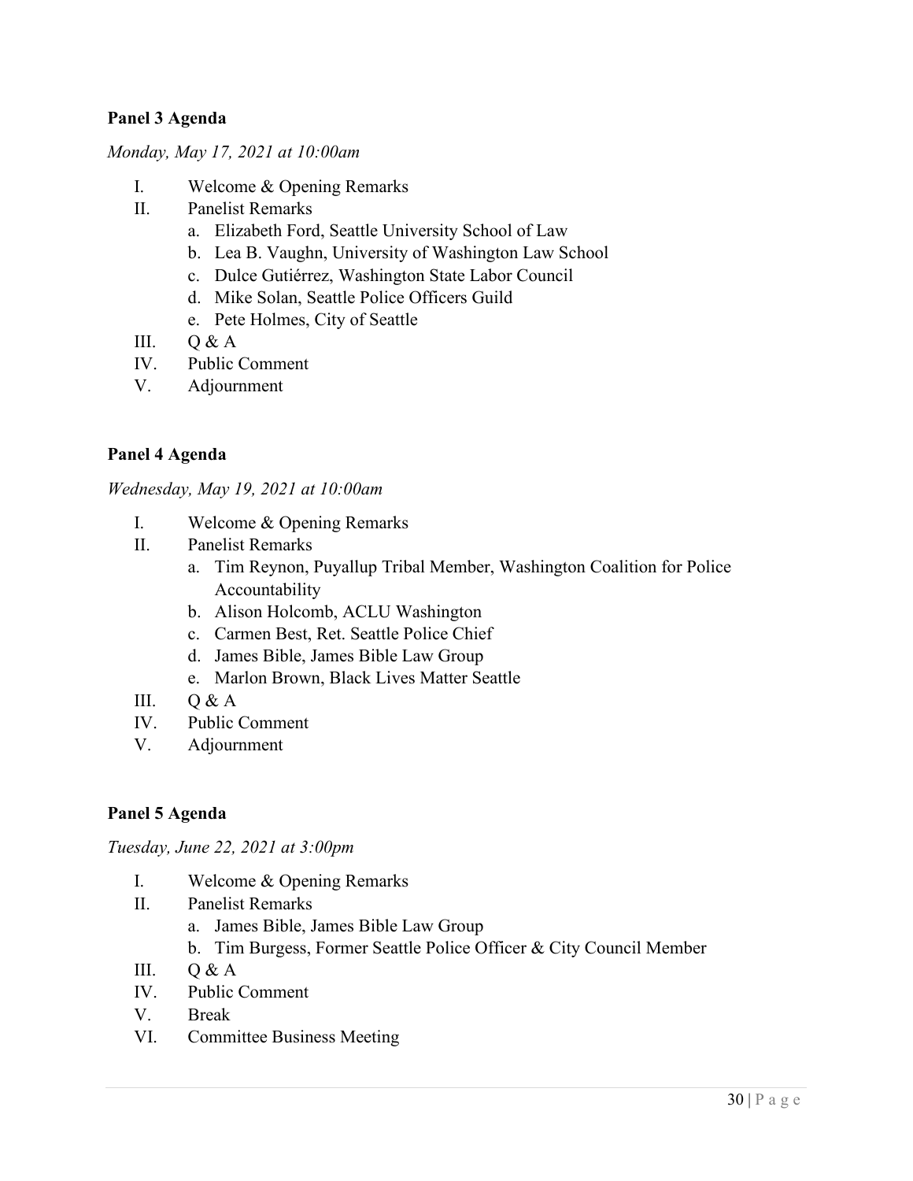**Panel 3 Agenda**

*Monday, May 17, 2021 at 10:00am*

I. Welcome & Opening Remarks
II. Panelist Remarks
   a. Elizabeth Ford, Seattle University School of Law
   b. Lea B. Vaughn, University of Washington Law School
   c. Dulce Gutiérrez, Washington State Labor Council
   d. Mike Solan, Seattle Police Officers Guild
   e. Pete Holmes, City of Seattle
III. Q & A
IV. Public Comment
V. Adjournment

**Panel 4 Agenda**

*Wednesday, May 19, 2021 at 10:00am*

I. Welcome & Opening Remarks
II. Panelist Remarks
   a. Tim Reynon, Puyallup Tribal Member, Washington Coalition for Police Accountability
   b. Alison Holcomb, ACLU Washington
   c. Carmen Best, Ret. Seattle Police Chief
   d. James Bible, James Bible Law Group
   e. Marlon Brown, Black Lives Matter Seattle
III. Q & A
IV. Public Comment
V. Adjournment

**Panel 5 Agenda**

*Tuesday, June 22, 2021 at 3:00pm*

I. Welcome & Opening Remarks
II. Panelist Remarks
   a. James Bible, James Bible Law Group
   b. Tim Burgess, Former Seattle Police Officer & City Council Member
III. Q & A
IV. Public Comment
V. Break
VI. Committee Business Meeting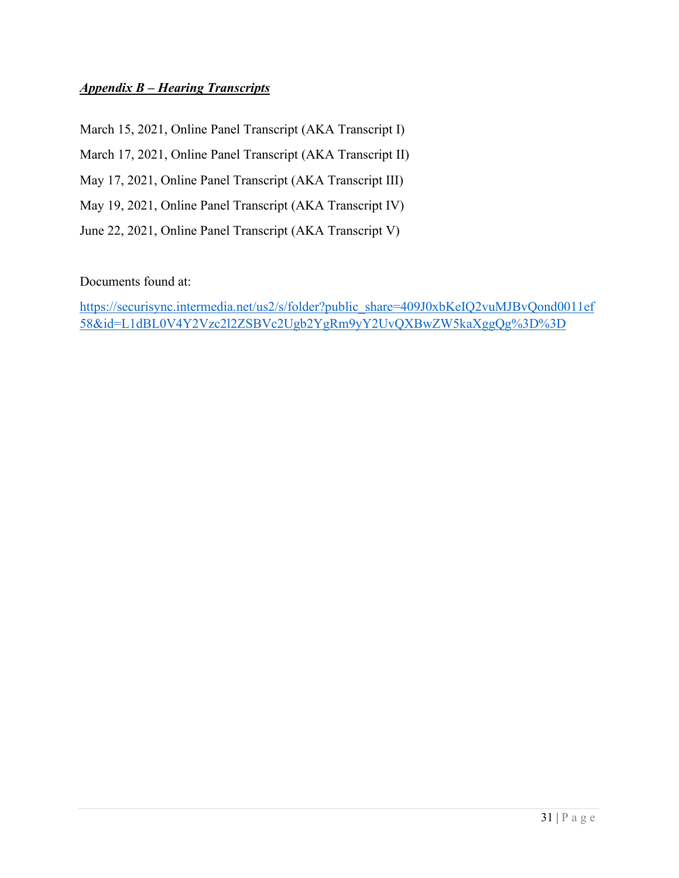***Appendix B – Hearing Transcripts***

March 15, 2021, Online Panel Transcript (AKA Transcript I)

March 17, 2021, Online Panel Transcript (AKA Transcript II)

May 17, 2021, Online Panel Transcript (AKA Transcript III)

May 19, 2021, Online Panel Transcript (AKA Transcript IV)

June 22, 2021, Online Panel Transcript (AKA Transcript V)

Documents found at:

https://securisync.intermedia.net/us2/s/folder?public_share=409J0xbKeIQ2vuMJBvQond0011ef58&id=L1dBL0V4Y2Vzc2l2ZSBVc2Ugb2YgRm9yY2UvQXBwZW5kaXggQg%3D%3D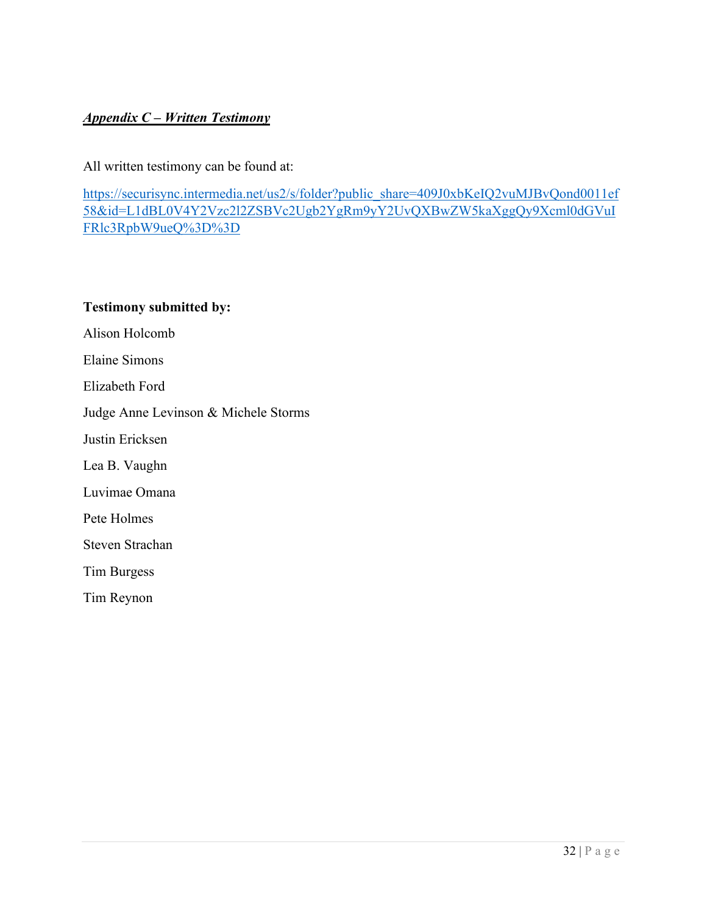## ***Appendix C – Written Testimony***

All written testimony can be found at:

https://securisync.intermedia.net/us2/s/folder?public_share=409J0xbKeIQ2vuMJBvQond0011ef58&id=L1dBL0V4Y2Vzc2l2ZSBVc2Ugb2YgRm9yY2UvQXBwZW5kaXggQy9Xcml0dGVuIFRlc3RpbW9ueQ%3D%3D

**Testimony submitted by:**

Alison Holcomb

Elaine Simons

Elizabeth Ford

Judge Anne Levinson & Michele Storms

Justin Ericksen

Lea B. Vaughn

Luvimae Omana

Pete Holmes

Steven Strachan

Tim Burgess

Tim Reynon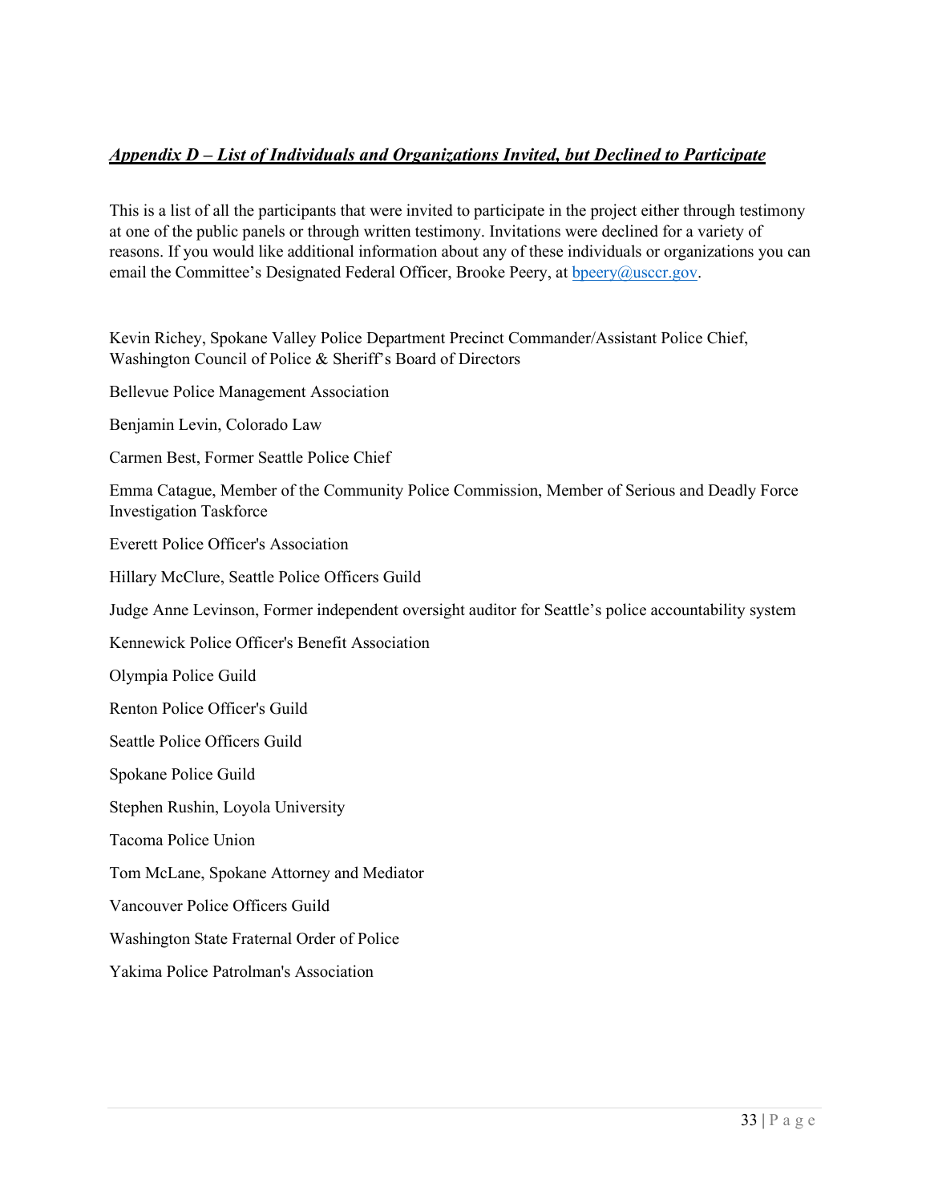## ***Appendix D – List of Individuals and Organizations Invited, but Declined to Participate***

This is a list of all the participants that were invited to participate in the project either through testimony at one of the public panels or through written testimony. Invitations were declined for a variety of reasons. If you would like additional information about any of these individuals or organizations you can email the Committee's Designated Federal Officer, Brooke Peery, at [bpeery@usccr.gov](mailto:bpeery@usccr.gov).

Kevin Richey, Spokane Valley Police Department Precinct Commander/Assistant Police Chief, Washington Council of Police & Sheriff's Board of Directors

Bellevue Police Management Association

Benjamin Levin, Colorado Law

Carmen Best, Former Seattle Police Chief

Emma Catague, Member of the Community Police Commission, Member of Serious and Deadly Force Investigation Taskforce

Everett Police Officer's Association

Hillary McClure, Seattle Police Officers Guild

Judge Anne Levinson, Former independent oversight auditor for Seattle's police accountability system

Kennewick Police Officer's Benefit Association

Olympia Police Guild

Renton Police Officer's Guild

Seattle Police Officers Guild

Spokane Police Guild

Stephen Rushin, Loyola University

Tacoma Police Union

Tom McLane, Spokane Attorney and Mediator

Vancouver Police Officers Guild

Washington State Fraternal Order of Police

Yakima Police Patrolman's Association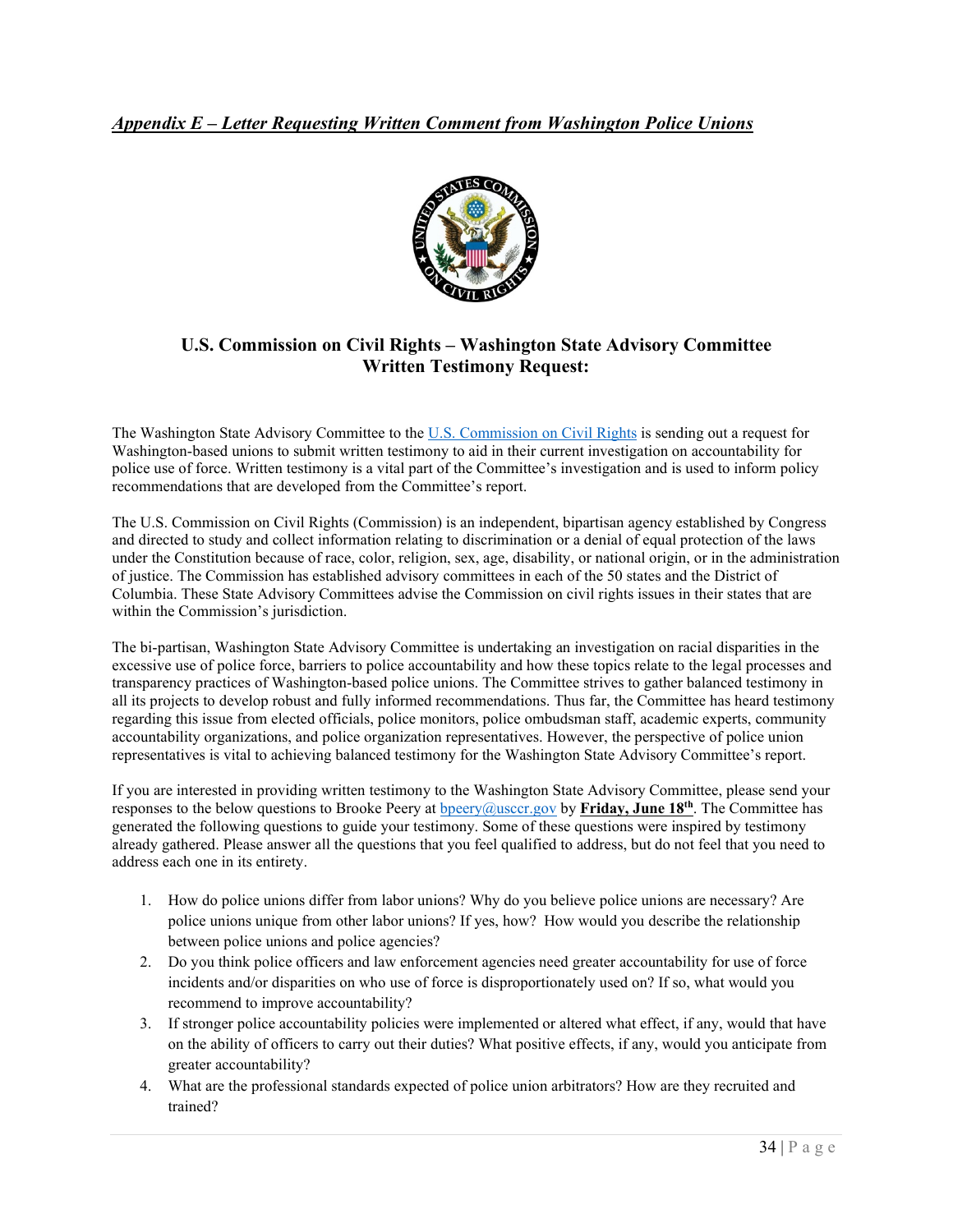## *Appendix E – Letter Requesting Written Comment from Washington Police Unions*

### U.S. Commission on Civil Rights – Washington State Advisory Committee
### Written Testimony Request:

The Washington State Advisory Committee to the [U.S. Commission on Civil Rights](https://www.usccr.gov) is sending out a request for Washington-based unions to submit written testimony to aid in their current investigation on accountability for police use of force. Written testimony is a vital part of the Committee's investigation and is used to inform policy recommendations that are developed from the Committee's report.

The U.S. Commission on Civil Rights (Commission) is an independent, bipartisan agency established by Congress and directed to study and collect information relating to discrimination or a denial of equal protection of the laws under the Constitution because of race, color, religion, sex, age, disability, or national origin, or in the administration of justice. The Commission has established advisory committees in each of the 50 states and the District of Columbia. These State Advisory Committees advise the Commission on civil rights issues in their states that are within the Commission's jurisdiction.

The bi-partisan, Washington State Advisory Committee is undertaking an investigation on racial disparities in the excessive use of police force, barriers to police accountability and how these topics relate to the legal processes and transparency practices of Washington-based police unions. The Committee strives to gather balanced testimony in all its projects to develop robust and fully informed recommendations. Thus far, the Committee has heard testimony regarding this issue from elected officials, police monitors, police ombudsman staff, academic experts, community accountability organizations, and police organization representatives. However, the perspective of police union representatives is vital to achieving balanced testimony for the Washington State Advisory Committee's report.

If you are interested in providing written testimony to the Washington State Advisory Committee, please send your responses to the below questions to Brooke Peery at [bpeery@usccr.gov](mailto:bpeery@usccr.gov) by **Friday, June 18th**. The Committee has generated the following questions to guide your testimony. Some of these questions were inspired by testimony already gathered. Please answer all the questions that you feel qualified to address, but do not feel that you need to address each one in its entirety.

1. How do police unions differ from labor unions? Why do you believe police unions are necessary? Are police unions unique from other labor unions? If yes, how? How would you describe the relationship between police unions and police agencies?
2. Do you think police officers and law enforcement agencies need greater accountability for use of force incidents and/or disparities on who use of force is disproportionately used on? If so, what would you recommend to improve accountability?
3. If stronger police accountability policies were implemented or altered what effect, if any, would that have on the ability of officers to carry out their duties? What positive effects, if any, would you anticipate from greater accountability?
4. What are the professional standards expected of police union arbitrators? How are they recruited and trained?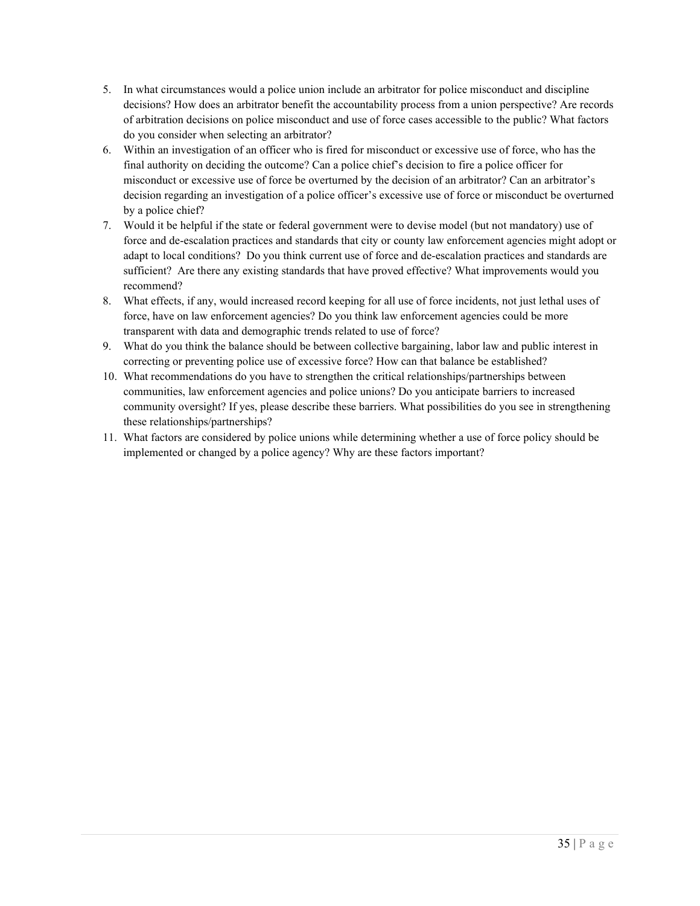5. In what circumstances would a police union include an arbitrator for police misconduct and discipline decisions? How does an arbitrator benefit the accountability process from a union perspective? Are records of arbitration decisions on police misconduct and use of force cases accessible to the public? What factors do you consider when selecting an arbitrator?
6. Within an investigation of an officer who is fired for misconduct or excessive use of force, who has the final authority on deciding the outcome? Can a police chief's decision to fire a police officer for misconduct or excessive use of force be overturned by the decision of an arbitrator? Can an arbitrator's decision regarding an investigation of a police officer's excessive use of force or misconduct be overturned by a police chief?
7. Would it be helpful if the state or federal government were to devise model (but not mandatory) use of force and de-escalation practices and standards that city or county law enforcement agencies might adopt or adapt to local conditions? Do you think current use of force and de-escalation practices and standards are sufficient? Are there any existing standards that have proved effective? What improvements would you recommend?
8. What effects, if any, would increased record keeping for all use of force incidents, not just lethal uses of force, have on law enforcement agencies? Do you think law enforcement agencies could be more transparent with data and demographic trends related to use of force?
9. What do you think the balance should be between collective bargaining, labor law and public interest in correcting or preventing police use of excessive force? How can that balance be established?
10. What recommendations do you have to strengthen the critical relationships/partnerships between communities, law enforcement agencies and police unions? Do you anticipate barriers to increased community oversight? If yes, please describe these barriers. What possibilities do you see in strengthening these relationships/partnerships?
11. What factors are considered by police unions while determining whether a use of force policy should be implemented or changed by a police agency? Why are these factors important?